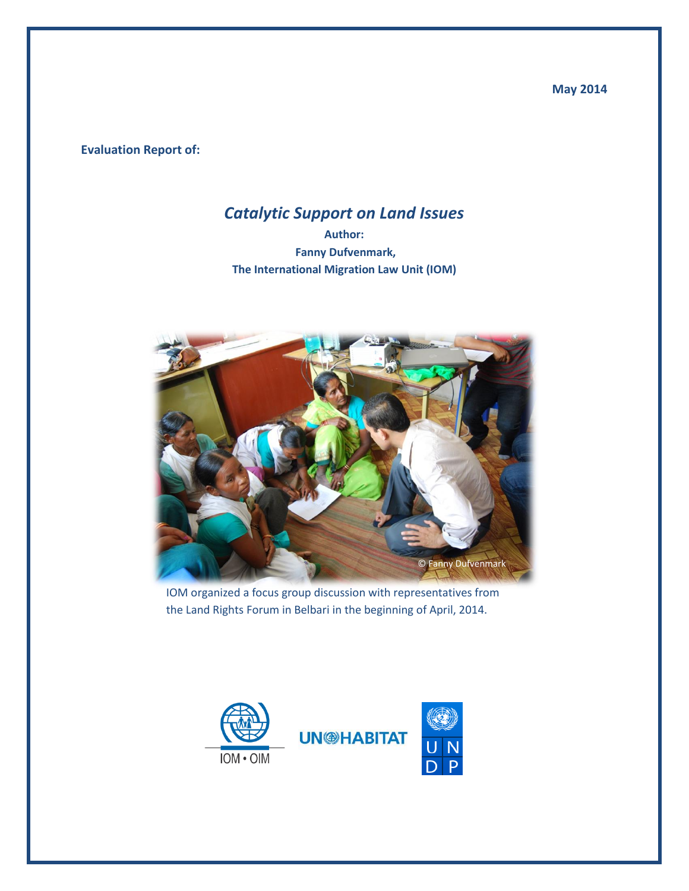May 2014

**Evaluation Report of:**

# *Catalytic Support on Land Issues*

**Author:**

**Fanny Dufvenmark,**

**The International Migration Law Unit (IOM)**

© Fanny Dufvenmark

IOM organized a focus group discussion with representatives from the Land Rights Forum in Belbari in the beginning of April, 2014.

IOM • OIM

UN HABITAT

UNDP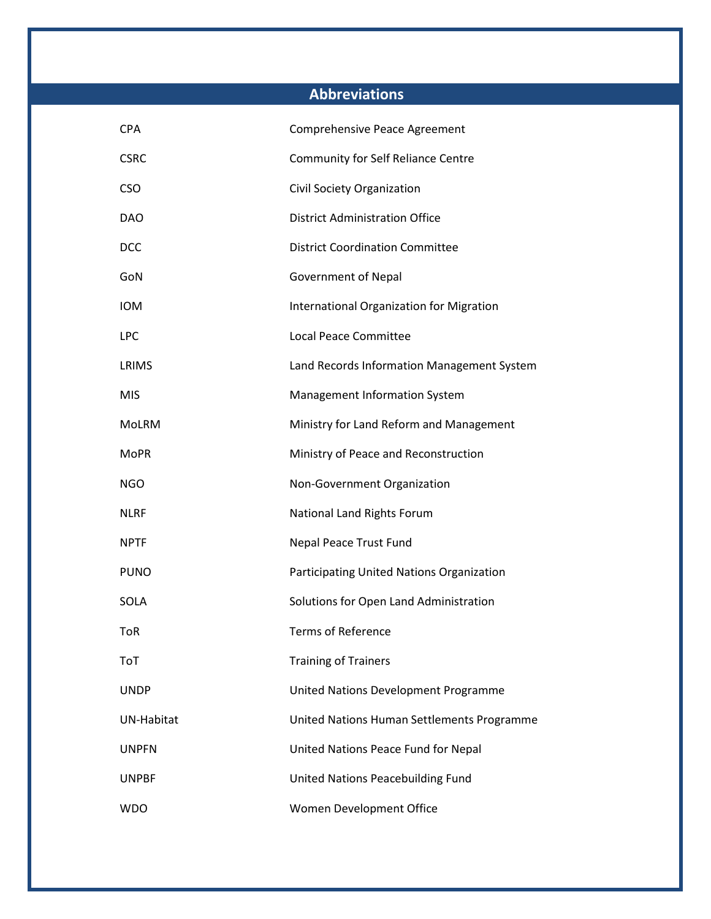## Abbreviations

| | |
|---|---|
| CPA | Comprehensive Peace Agreement |
| CSRC | Community for Self Reliance Centre |
| CSO | Civil Society Organization |
| DAO | District Administration Office |
| DCC | District Coordination Committee |
| GoN | Government of Nepal |
| IOM | International Organization for Migration |
| LPC | Local Peace Committee |
| LRIMS | Land Records Information Management System |
| MIS | Management Information System |
| MoLRM | Ministry for Land Reform and Management |
| MoPR | Ministry of Peace and Reconstruction |
| NGO | Non-Government Organization |
| NLRF | National Land Rights Forum |
| NPTF | Nepal Peace Trust Fund |
| PUNO | Participating United Nations Organization |
| SOLA | Solutions for Open Land Administration |
| ToR | Terms of Reference |
| ToT | Training of Trainers |
| UNDP | United Nations Development Programme |
| UN-Habitat | United Nations Human Settlements Programme |
| UNPFN | United Nations Peace Fund for Nepal |
| UNPBF | United Nations Peacebuilding Fund |
| WDO | Women Development Office |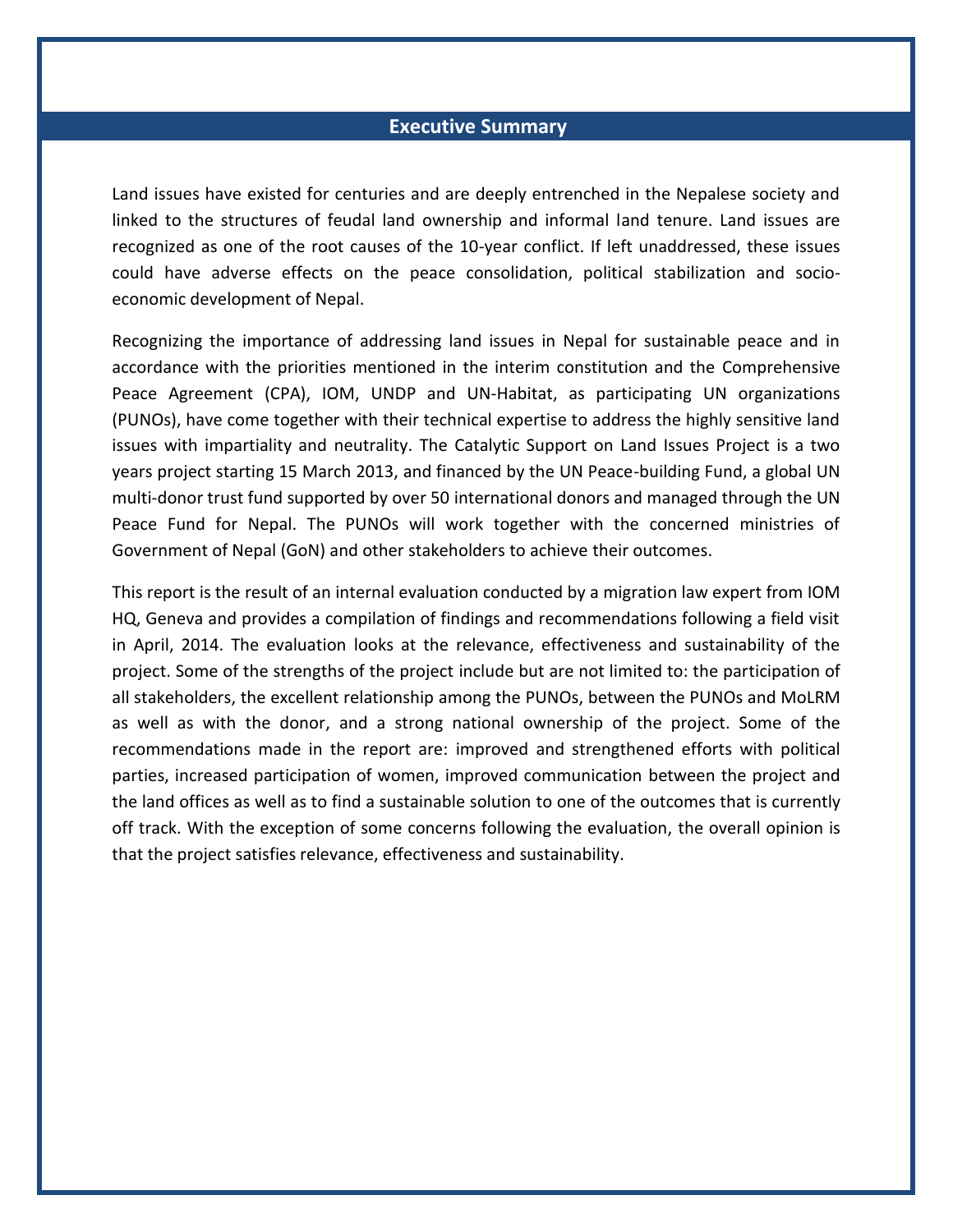## Executive Summary

Land issues have existed for centuries and are deeply entrenched in the Nepalese society and linked to the structures of feudal land ownership and informal land tenure. Land issues are recognized as one of the root causes of the 10-year conflict. If left unaddressed, these issues could have adverse effects on the peace consolidation, political stabilization and socio-economic development of Nepal.

Recognizing the importance of addressing land issues in Nepal for sustainable peace and in accordance with the priorities mentioned in the interim constitution and the Comprehensive Peace Agreement (CPA), IOM, UNDP and UN-Habitat, as participating UN organizations (PUNOs), have come together with their technical expertise to address the highly sensitive land issues with impartiality and neutrality. The Catalytic Support on Land Issues Project is a two years project starting 15 March 2013, and financed by the UN Peace-building Fund, a global UN multi-donor trust fund supported by over 50 international donors and managed through the UN Peace Fund for Nepal. The PUNOs will work together with the concerned ministries of Government of Nepal (GoN) and other stakeholders to achieve their outcomes.

This report is the result of an internal evaluation conducted by a migration law expert from IOM HQ, Geneva and provides a compilation of findings and recommendations following a field visit in April, 2014. The evaluation looks at the relevance, effectiveness and sustainability of the project. Some of the strengths of the project include but are not limited to: the participation of all stakeholders, the excellent relationship among the PUNOs, between the PUNOs and MoLRM as well as with the donor, and a strong national ownership of the project. Some of the recommendations made in the report are: improved and strengthened efforts with political parties, increased participation of women, improved communication between the project and the land offices as well as to find a sustainable solution to one of the outcomes that is currently off track. With the exception of some concerns following the evaluation, the overall opinion is that the project satisfies relevance, effectiveness and sustainability.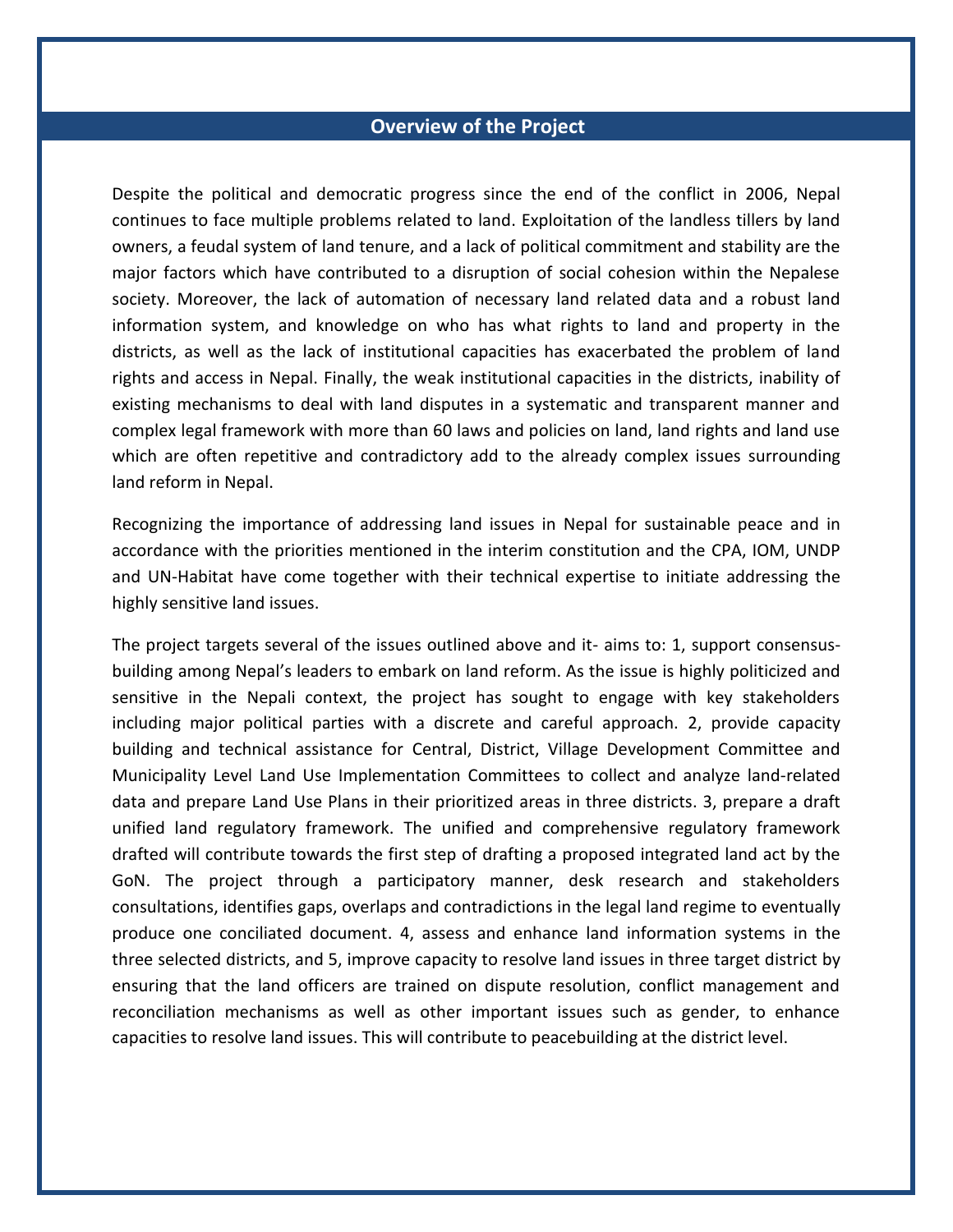## Overview of the Project

Despite the political and democratic progress since the end of the conflict in 2006, Nepal continues to face multiple problems related to land. Exploitation of the landless tillers by land owners, a feudal system of land tenure, and a lack of political commitment and stability are the major factors which have contributed to a disruption of social cohesion within the Nepalese society. Moreover, the lack of automation of necessary land related data and a robust land information system, and knowledge on who has what rights to land and property in the districts, as well as the lack of institutional capacities has exacerbated the problem of land rights and access in Nepal. Finally, the weak institutional capacities in the districts, inability of existing mechanisms to deal with land disputes in a systematic and transparent manner and complex legal framework with more than 60 laws and policies on land, land rights and land use which are often repetitive and contradictory add to the already complex issues surrounding land reform in Nepal.

Recognizing the importance of addressing land issues in Nepal for sustainable peace and in accordance with the priorities mentioned in the interim constitution and the CPA, IOM, UNDP and UN-Habitat have come together with their technical expertise to initiate addressing the highly sensitive land issues.

The project targets several of the issues outlined above and it- aims to: 1, support consensus-building among Nepal's leaders to embark on land reform. As the issue is highly politicized and sensitive in the Nepali context, the project has sought to engage with key stakeholders including major political parties with a discrete and careful approach. 2, provide capacity building and technical assistance for Central, District, Village Development Committee and Municipality Level Land Use Implementation Committees to collect and analyze land-related data and prepare Land Use Plans in their prioritized areas in three districts. 3, prepare a draft unified land regulatory framework. The unified and comprehensive regulatory framework drafted will contribute towards the first step of drafting a proposed integrated land act by the GoN. The project through a participatory manner, desk research and stakeholders consultations, identifies gaps, overlaps and contradictions in the legal land regime to eventually produce one conciliated document. 4, assess and enhance land information systems in the three selected districts, and 5, improve capacity to resolve land issues in three target district by ensuring that the land officers are trained on dispute resolution, conflict management and reconciliation mechanisms as well as other important issues such as gender, to enhance capacities to resolve land issues. This will contribute to peacebuilding at the district level.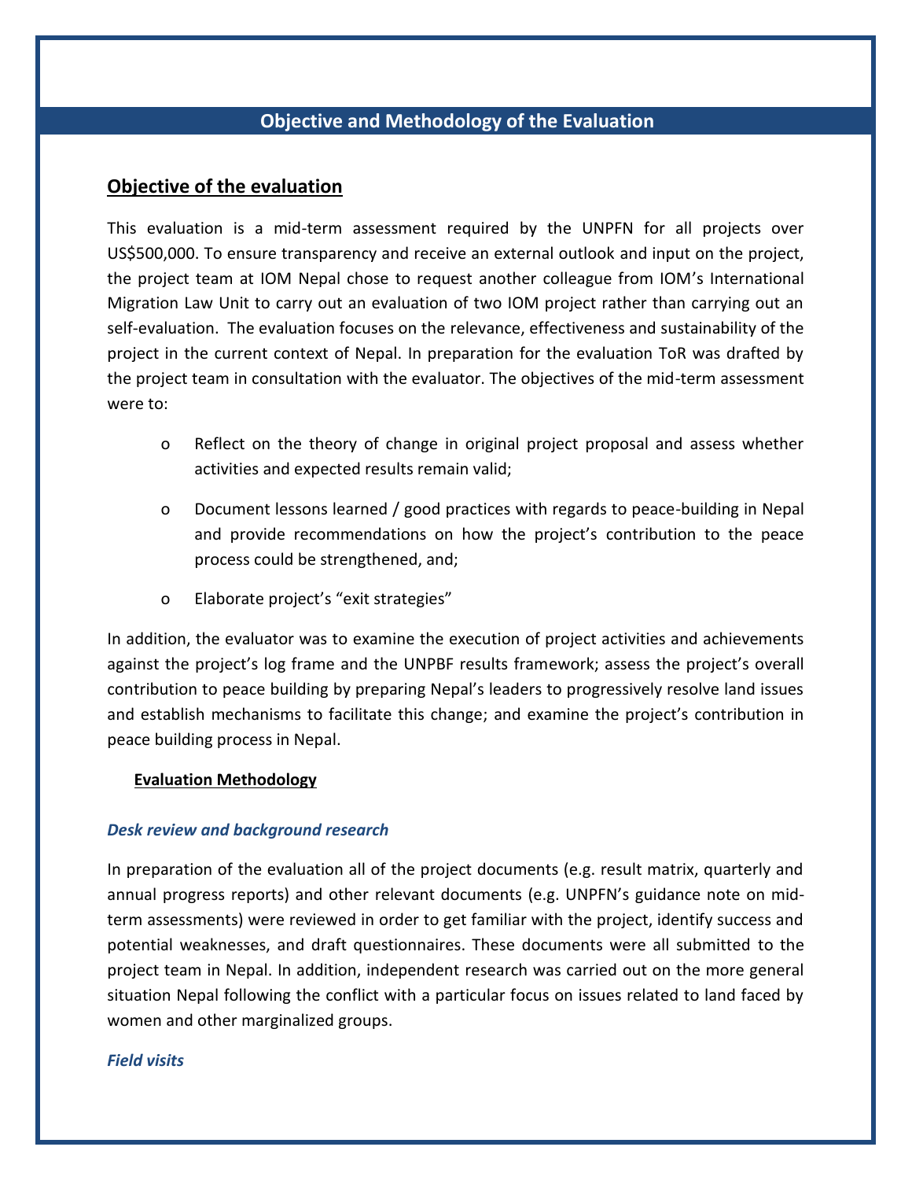## Objective and Methodology of the Evaluation

### Objective of the evaluation

This evaluation is a mid-term assessment required by the UNPFN for all projects over US$500,000. To ensure transparency and receive an external outlook and input on the project, the project team at IOM Nepal chose to request another colleague from IOM's International Migration Law Unit to carry out an evaluation of two IOM project rather than carrying out an self-evaluation. The evaluation focuses on the relevance, effectiveness and sustainability of the project in the current context of Nepal. In preparation for the evaluation ToR was drafted by the project team in consultation with the evaluator. The objectives of the mid-term assessment were to:

- Reflect on the theory of change in original project proposal and assess whether activities and expected results remain valid;
- Document lessons learned / good practices with regards to peace-building in Nepal and provide recommendations on how the project's contribution to the peace process could be strengthened, and;
- Elaborate project's "exit strategies"

In addition, the evaluator was to examine the execution of project activities and achievements against the project's log frame and the UNPBF results framework; assess the project's overall contribution to peace building by preparing Nepal's leaders to progressively resolve land issues and establish mechanisms to facilitate this change; and examine the project's contribution in peace building process in Nepal.

#### Evaluation Methodology

***Desk review and background research***

In preparation of the evaluation all of the project documents (e.g. result matrix, quarterly and annual progress reports) and other relevant documents (e.g. UNPFN's guidance note on mid-term assessments) were reviewed in order to get familiar with the project, identify success and potential weaknesses, and draft questionnaires. These documents were all submitted to the project team in Nepal. In addition, independent research was carried out on the more general situation Nepal following the conflict with a particular focus on issues related to land faced by women and other marginalized groups.

***Field visits***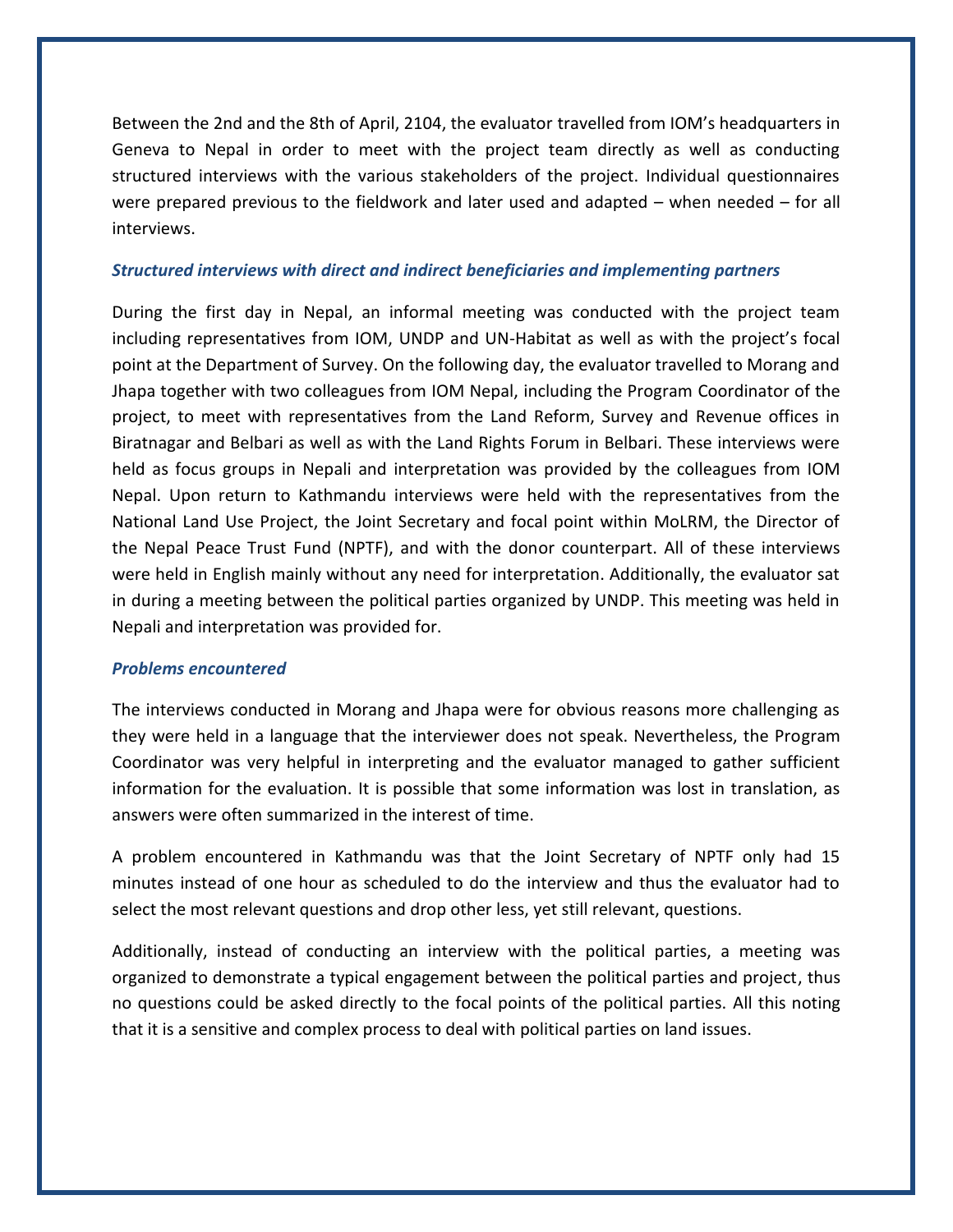Between the 2nd and the 8th of April, 2104, the evaluator travelled from IOM's headquarters in Geneva to Nepal in order to meet with the project team directly as well as conducting structured interviews with the various stakeholders of the project. Individual questionnaires were prepared previous to the fieldwork and later used and adapted – when needed – for all interviews.

### *Structured interviews with direct and indirect beneficiaries and implementing partners*

During the first day in Nepal, an informal meeting was conducted with the project team including representatives from IOM, UNDP and UN-Habitat as well as with the project's focal point at the Department of Survey. On the following day, the evaluator travelled to Morang and Jhapa together with two colleagues from IOM Nepal, including the Program Coordinator of the project, to meet with representatives from the Land Reform, Survey and Revenue offices in Biratnagar and Belbari as well as with the Land Rights Forum in Belbari. These interviews were held as focus groups in Nepali and interpretation was provided by the colleagues from IOM Nepal. Upon return to Kathmandu interviews were held with the representatives from the National Land Use Project, the Joint Secretary and focal point within MoLRM, the Director of the Nepal Peace Trust Fund (NPTF), and with the donor counterpart. All of these interviews were held in English mainly without any need for interpretation. Additionally, the evaluator sat in during a meeting between the political parties organized by UNDP. This meeting was held in Nepali and interpretation was provided for.

### *Problems encountered*

The interviews conducted in Morang and Jhapa were for obvious reasons more challenging as they were held in a language that the interviewer does not speak. Nevertheless, the Program Coordinator was very helpful in interpreting and the evaluator managed to gather sufficient information for the evaluation. It is possible that some information was lost in translation, as answers were often summarized in the interest of time.

A problem encountered in Kathmandu was that the Joint Secretary of NPTF only had 15 minutes instead of one hour as scheduled to do the interview and thus the evaluator had to select the most relevant questions and drop other less, yet still relevant, questions.

Additionally, instead of conducting an interview with the political parties, a meeting was organized to demonstrate a typical engagement between the political parties and project, thus no questions could be asked directly to the focal points of the political parties. All this noting that it is a sensitive and complex process to deal with political parties on land issues.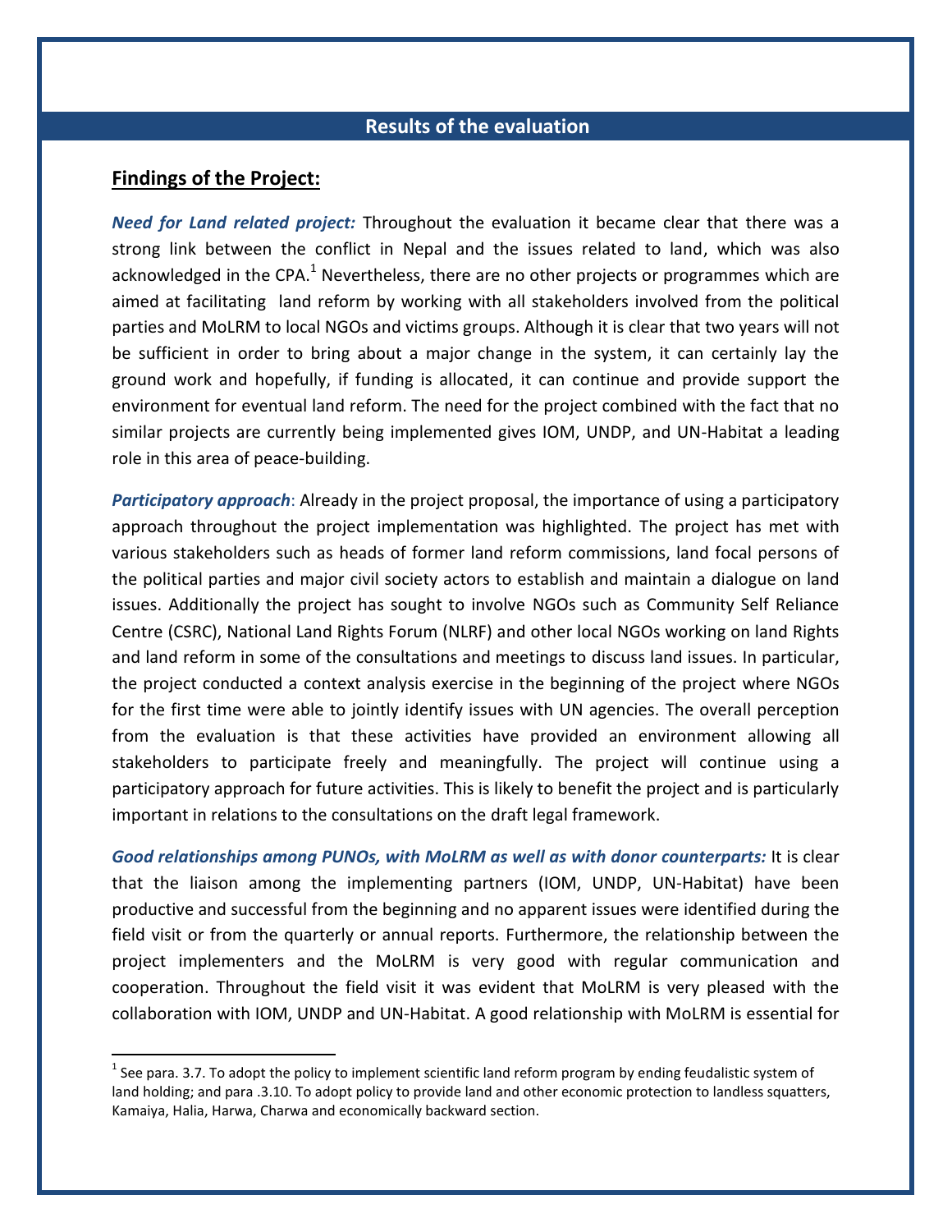## Results of the evaluation

### Findings of the Project:

***Need for Land related project:*** Throughout the evaluation it became clear that there was a strong link between the conflict in Nepal and the issues related to land, which was also acknowledged in the CPA.[1] Nevertheless, there are no other projects or programmes which are aimed at facilitating land reform by working with all stakeholders involved from the political parties and MoLRM to local NGOs and victims groups. Although it is clear that two years will not be sufficient in order to bring about a major change in the system, it can certainly lay the ground work and hopefully, if funding is allocated, it can continue and provide support the environment for eventual land reform. The need for the project combined with the fact that no similar projects are currently being implemented gives IOM, UNDP, and UN-Habitat a leading role in this area of peace-building.

***Participatory approach***: Already in the project proposal, the importance of using a participatory approach throughout the project implementation was highlighted. The project has met with various stakeholders such as heads of former land reform commissions, land focal persons of the political parties and major civil society actors to establish and maintain a dialogue on land issues. Additionally the project has sought to involve NGOs such as Community Self Reliance Centre (CSRC), National Land Rights Forum (NLRF) and other local NGOs working on land Rights and land reform in some of the consultations and meetings to discuss land issues. In particular, the project conducted a context analysis exercise in the beginning of the project where NGOs for the first time were able to jointly identify issues with UN agencies. The overall perception from the evaluation is that these activities have provided an environment allowing all stakeholders to participate freely and meaningfully. The project will continue using a participatory approach for future activities. This is likely to benefit the project and is particularly important in relations to the consultations on the draft legal framework.

***Good relationships among PUNOs, with MoLRM as well as with donor counterparts:*** It is clear that the liaison among the implementing partners (IOM, UNDP, UN-Habitat) have been productive and successful from the beginning and no apparent issues were identified during the field visit or from the quarterly or annual reports. Furthermore, the relationship between the project implementers and the MoLRM is very good with regular communication and cooperation. Throughout the field visit it was evident that MoLRM is very pleased with the collaboration with IOM, UNDP and UN-Habitat. A good relationship with MoLRM is essential for

---

[1] See para. 3.7. To adopt the policy to implement scientific land reform program by ending feudalistic system of land holding; and para .3.10. To adopt policy to provide land and other economic protection to landless squatters, Kamaiya, Halia, Harwa, Charwa and economically backward section.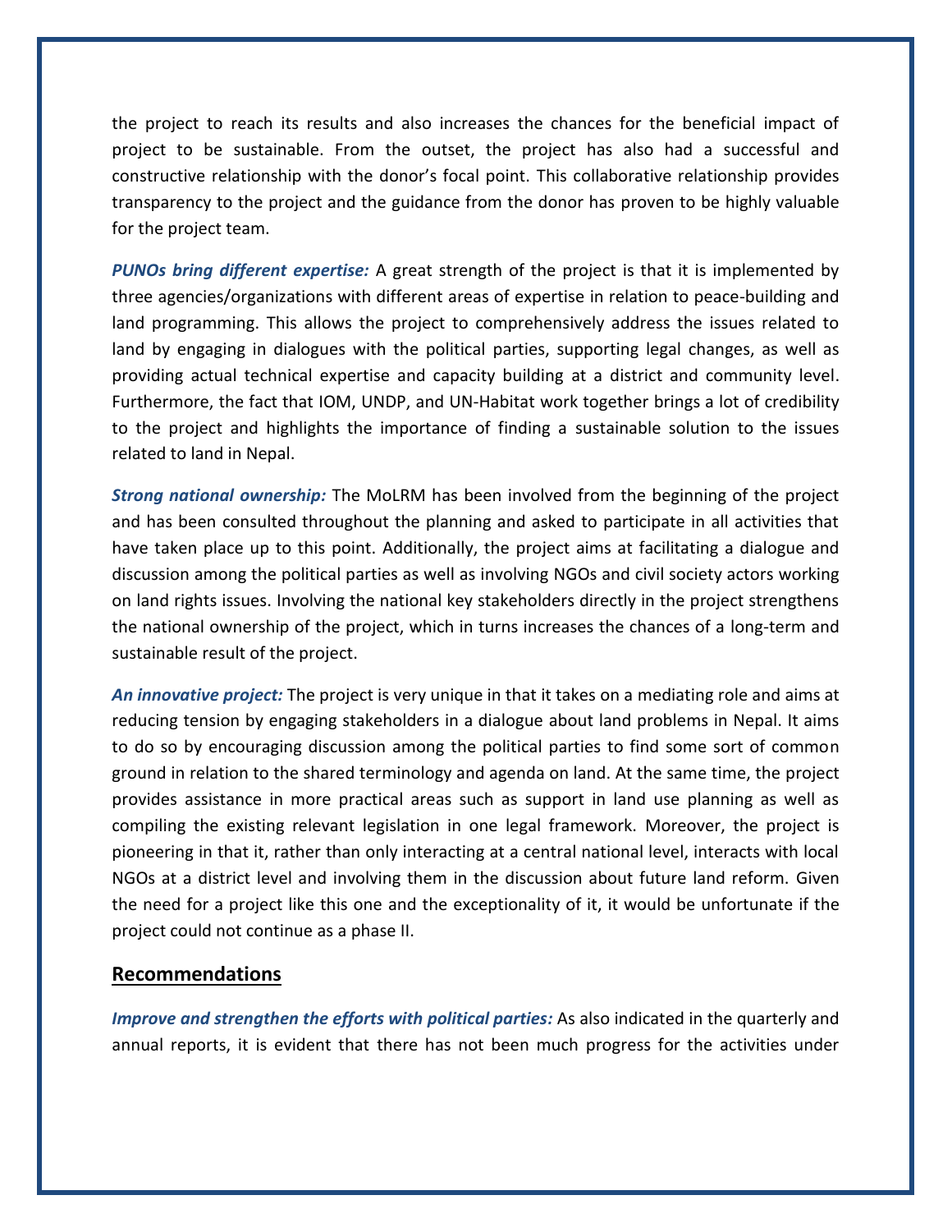the project to reach its results and also increases the chances for the beneficial impact of project to be sustainable. From the outset, the project has also had a successful and constructive relationship with the donor's focal point. This collaborative relationship provides transparency to the project and the guidance from the donor has proven to be highly valuable for the project team.

***PUNOs bring different expertise:*** A great strength of the project is that it is implemented by three agencies/organizations with different areas of expertise in relation to peace-building and land programming. This allows the project to comprehensively address the issues related to land by engaging in dialogues with the political parties, supporting legal changes, as well as providing actual technical expertise and capacity building at a district and community level. Furthermore, the fact that IOM, UNDP, and UN-Habitat work together brings a lot of credibility to the project and highlights the importance of finding a sustainable solution to the issues related to land in Nepal.

***Strong national ownership:*** The MoLRM has been involved from the beginning of the project and has been consulted throughout the planning and asked to participate in all activities that have taken place up to this point. Additionally, the project aims at facilitating a dialogue and discussion among the political parties as well as involving NGOs and civil society actors working on land rights issues. Involving the national key stakeholders directly in the project strengthens the national ownership of the project, which in turns increases the chances of a long-term and sustainable result of the project.

***An innovative project:*** The project is very unique in that it takes on a mediating role and aims at reducing tension by engaging stakeholders in a dialogue about land problems in Nepal. It aims to do so by encouraging discussion among the political parties to find some sort of common ground in relation to the shared terminology and agenda on land. At the same time, the project provides assistance in more practical areas such as support in land use planning as well as compiling the existing relevant legislation in one legal framework. Moreover, the project is pioneering in that it, rather than only interacting at a central national level, interacts with local NGOs at a district level and involving them in the discussion about future land reform. Given the need for a project like this one and the exceptionality of it, it would be unfortunate if the project could not continue as a phase II.

## Recommendations

***Improve and strengthen the efforts with political parties:*** As also indicated in the quarterly and annual reports, it is evident that there has not been much progress for the activities under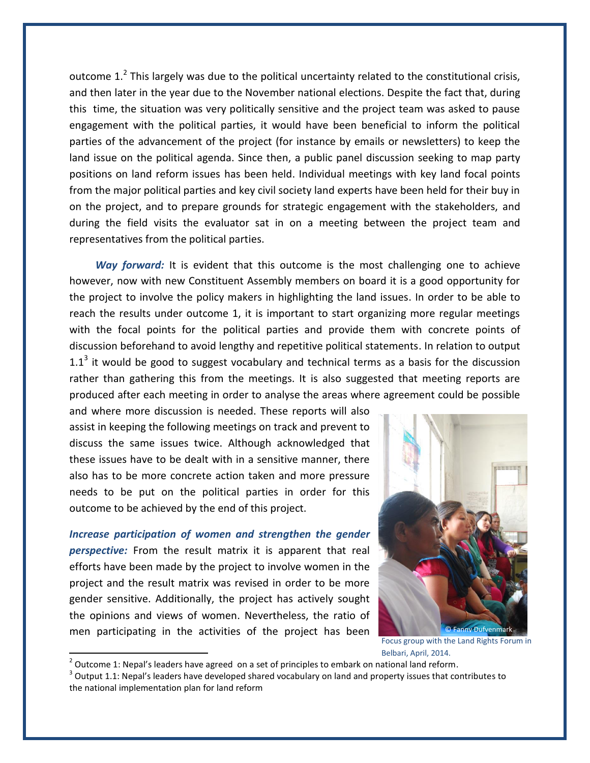outcome 1.[2] This largely was due to the political uncertainty related to the constitutional crisis, and then later in the year due to the November national elections. Despite the fact that, during this time, the situation was very politically sensitive and the project team was asked to pause engagement with the political parties, it would have been beneficial to inform the political parties of the advancement of the project (for instance by emails or newsletters) to keep the land issue on the political agenda. Since then, a public panel discussion seeking to map party positions on land reform issues has been held. Individual meetings with key land focal points from the major political parties and key civil society land experts have been held for their buy in on the project, and to prepare grounds for strategic engagement with the stakeholders, and during the field visits the evaluator sat in on a meeting between the project team and representatives from the political parties.

***Way forward:*** It is evident that this outcome is the most challenging one to achieve however, now with new Constituent Assembly members on board it is a good opportunity for the project to involve the policy makers in highlighting the land issues. In order to be able to reach the results under outcome 1, it is important to start organizing more regular meetings with the focal points for the political parties and provide them with concrete points of discussion beforehand to avoid lengthy and repetitive political statements. In relation to output 1.1[3] it would be good to suggest vocabulary and technical terms as a basis for the discussion rather than gathering this from the meetings. It is also suggested that meeting reports are produced after each meeting in order to analyse the areas where agreement could be possible and where more discussion is needed. These reports will also assist in keeping the following meetings on track and prevent to discuss the same issues twice. Although acknowledged that these issues have to be dealt with in a sensitive manner, there also has to be more concrete action taken and more pressure needs to be put on the political parties in order for this outcome to be achieved by the end of this project.

© Fanny Dufvenmark

Focus group with the Land Rights Forum in Belbari, April, 2014.

***Increase participation of women and strengthen the gender perspective:*** From the result matrix it is apparent that real efforts have been made by the project to involve women in the project and the result matrix was revised in order to be more gender sensitive. Additionally, the project has actively sought the opinions and views of women. Nevertheless, the ratio of men participating in the activities of the project has been

---

[2] Outcome 1: Nepal's leaders have agreed on a set of principles to embark on national land reform.

[3] Output 1.1: Nepal's leaders have developed shared vocabulary on land and property issues that contributes to the national implementation plan for land reform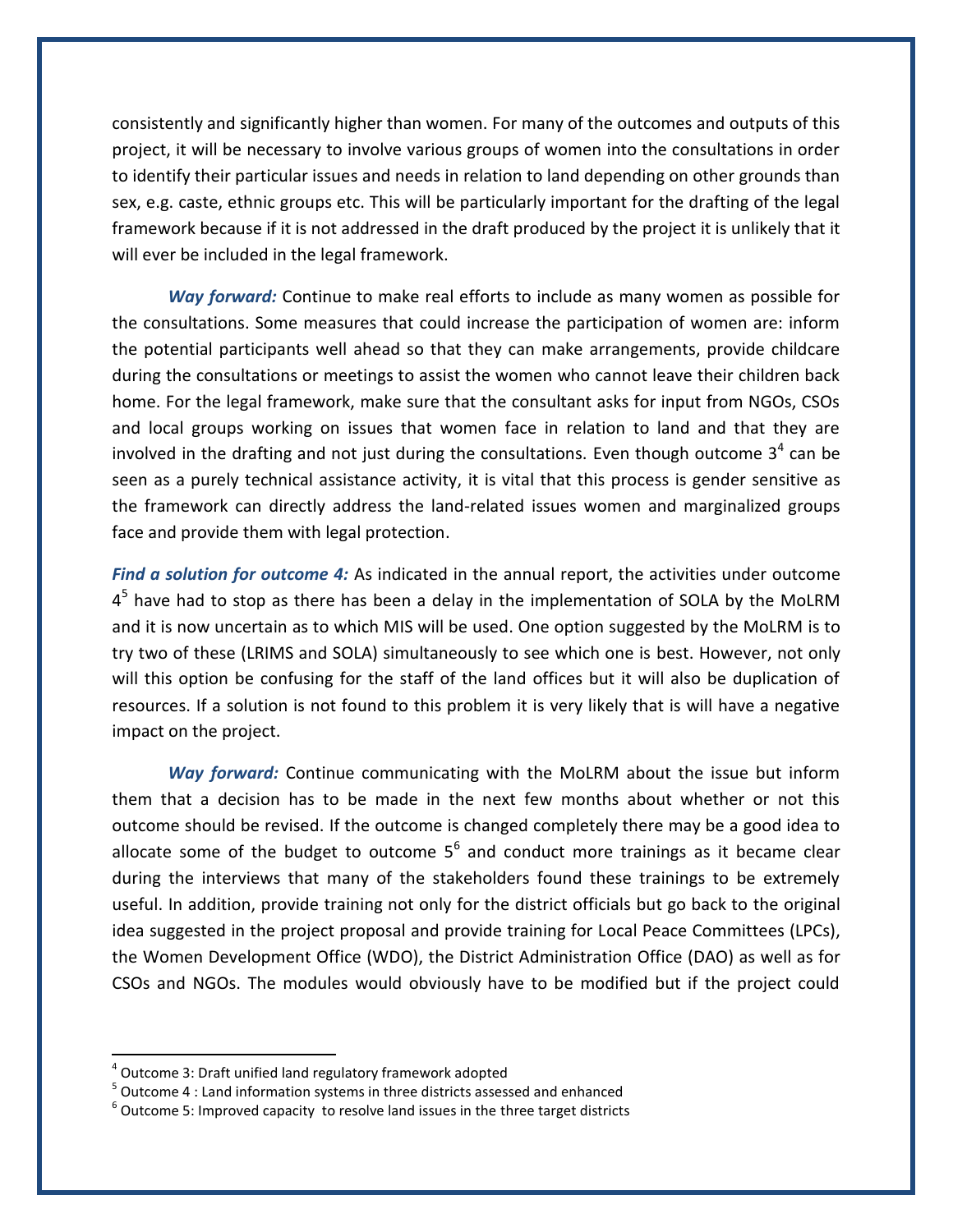consistently and significantly higher than women. For many of the outcomes and outputs of this project, it will be necessary to involve various groups of women into the consultations in order to identify their particular issues and needs in relation to land depending on other grounds than sex, e.g. caste, ethnic groups etc. This will be particularly important for the drafting of the legal framework because if it is not addressed in the draft produced by the project it is unlikely that it will ever be included in the legal framework.

***Way forward:*** Continue to make real efforts to include as many women as possible for the consultations. Some measures that could increase the participation of women are: inform the potential participants well ahead so that they can make arrangements, provide childcare during the consultations or meetings to assist the women who cannot leave their children back home. For the legal framework, make sure that the consultant asks for input from NGOs, CSOs and local groups working on issues that women face in relation to land and that they are involved in the drafting and not just during the consultations. Even though outcome 3[4] can be seen as a purely technical assistance activity, it is vital that this process is gender sensitive as the framework can directly address the land-related issues women and marginalized groups face and provide them with legal protection.

***Find a solution for outcome 4:*** As indicated in the annual report, the activities under outcome 4[5] have had to stop as there has been a delay in the implementation of SOLA by the MoLRM and it is now uncertain as to which MIS will be used. One option suggested by the MoLRM is to try two of these (LRIMS and SOLA) simultaneously to see which one is best. However, not only will this option be confusing for the staff of the land offices but it will also be duplication of resources. If a solution is not found to this problem it is very likely that is will have a negative impact on the project.

***Way forward:*** Continue communicating with the MoLRM about the issue but inform them that a decision has to be made in the next few months about whether or not this outcome should be revised. If the outcome is changed completely there may be a good idea to allocate some of the budget to outcome 5[6] and conduct more trainings as it became clear during the interviews that many of the stakeholders found these trainings to be extremely useful. In addition, provide training not only for the district officials but go back to the original idea suggested in the project proposal and provide training for Local Peace Committees (LPCs), the Women Development Office (WDO), the District Administration Office (DAO) as well as for CSOs and NGOs. The modules would obviously have to be modified but if the project could

---

[4] Outcome 3: Draft unified land regulatory framework adopted

[5] Outcome 4 : Land information systems in three districts assessed and enhanced

[6] Outcome 5: Improved capacity to resolve land issues in the three target districts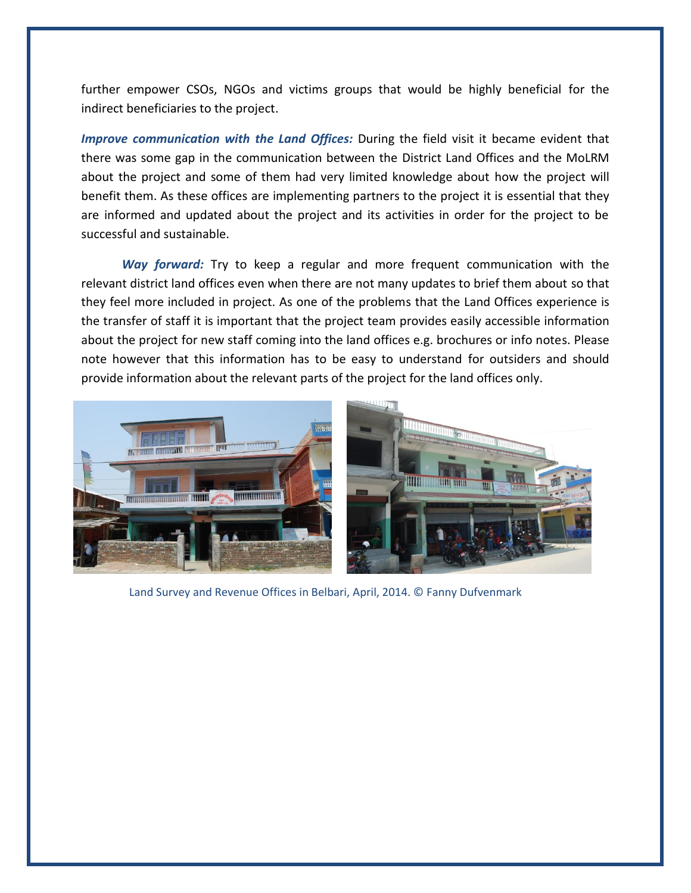further empower CSOs, NGOs and victims groups that would be highly beneficial for the indirect beneficiaries to the project.

***Improve communication with the Land Offices:*** During the field visit it became evident that there was some gap in the communication between the District Land Offices and the MoLRM about the project and some of them had very limited knowledge about how the project will benefit them. As these offices are implementing partners to the project it is essential that they are informed and updated about the project and its activities in order for the project to be successful and sustainable.

***Way forward:*** Try to keep a regular and more frequent communication with the relevant district land offices even when there are not many updates to brief them about so that they feel more included in project. As one of the problems that the Land Offices experience is the transfer of staff it is important that the project team provides easily accessible information about the project for new staff coming into the land offices e.g. brochures or info notes. Please note however that this information has to be easy to understand for outsiders and should provide information about the relevant parts of the project for the land offices only.

Land Survey and Revenue Offices in Belbari, April, 2014. © Fanny Dufvenmark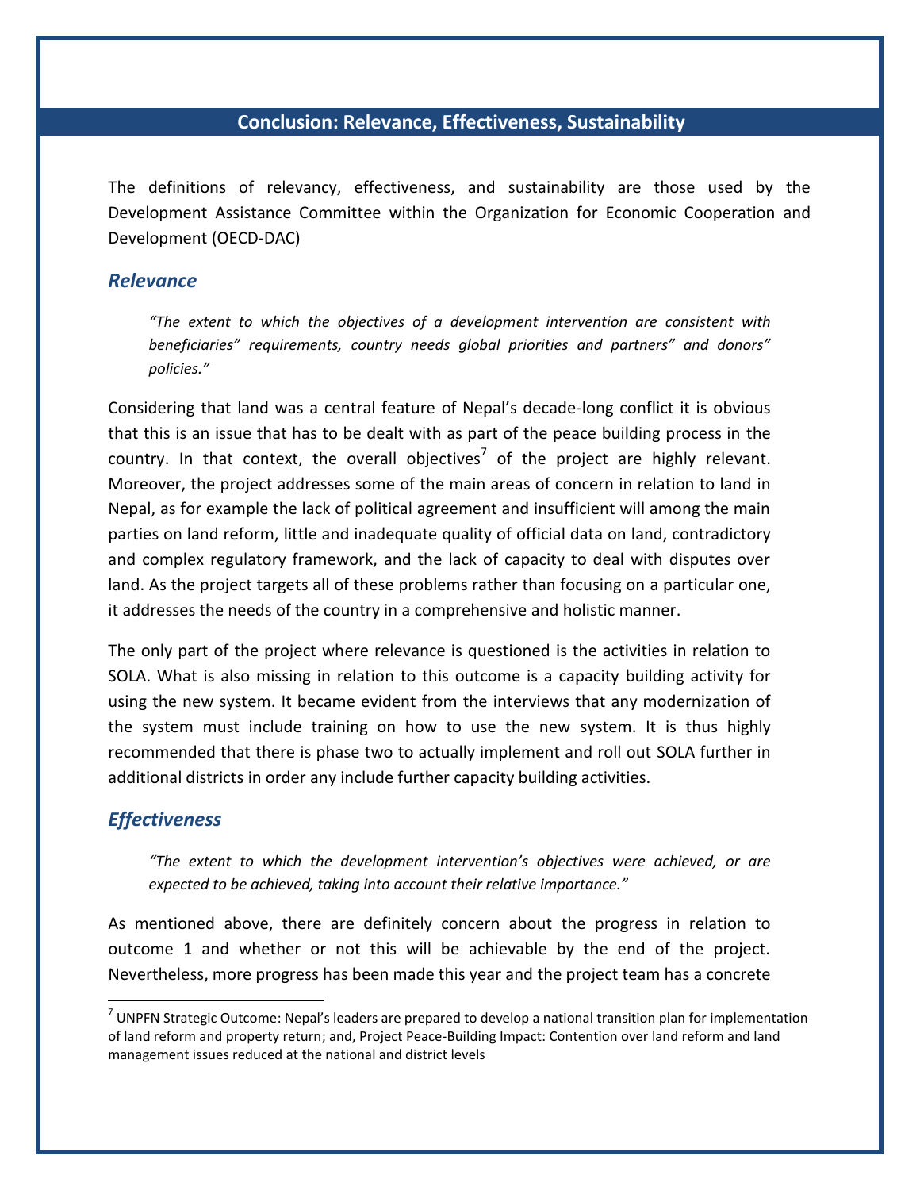## Conclusion: Relevance, Effectiveness, Sustainability

The definitions of relevancy, effectiveness, and sustainability are those used by the Development Assistance Committee within the Organization for Economic Cooperation and Development (OECD-DAC)

### *Relevance*

> *"The extent to which the objectives of a development intervention are consistent with beneficiaries" requirements, country needs global priorities and partners" and donors" policies."*

Considering that land was a central feature of Nepal's decade-long conflict it is obvious that this is an issue that has to be dealt with as part of the peace building process in the country. In that context, the overall objectives[7] of the project are highly relevant. Moreover, the project addresses some of the main areas of concern in relation to land in Nepal, as for example the lack of political agreement and insufficient will among the main parties on land reform, little and inadequate quality of official data on land, contradictory and complex regulatory framework, and the lack of capacity to deal with disputes over land. As the project targets all of these problems rather than focusing on a particular one, it addresses the needs of the country in a comprehensive and holistic manner.

The only part of the project where relevance is questioned is the activities in relation to SOLA. What is also missing in relation to this outcome is a capacity building activity for using the new system. It became evident from the interviews that any modernization of the system must include training on how to use the new system. It is thus highly recommended that there is phase two to actually implement and roll out SOLA further in additional districts in order any include further capacity building activities.

### *Effectiveness*

> *"The extent to which the development intervention's objectives were achieved, or are expected to be achieved, taking into account their relative importance."*

As mentioned above, there are definitely concern about the progress in relation to outcome 1 and whether or not this will be achievable by the end of the project. Nevertheless, more progress has been made this year and the project team has a concrete

[7] UNPFN Strategic Outcome: Nepal's leaders are prepared to develop a national transition plan for implementation of land reform and property return; and, Project Peace-Building Impact: Contention over land reform and land management issues reduced at the national and district levels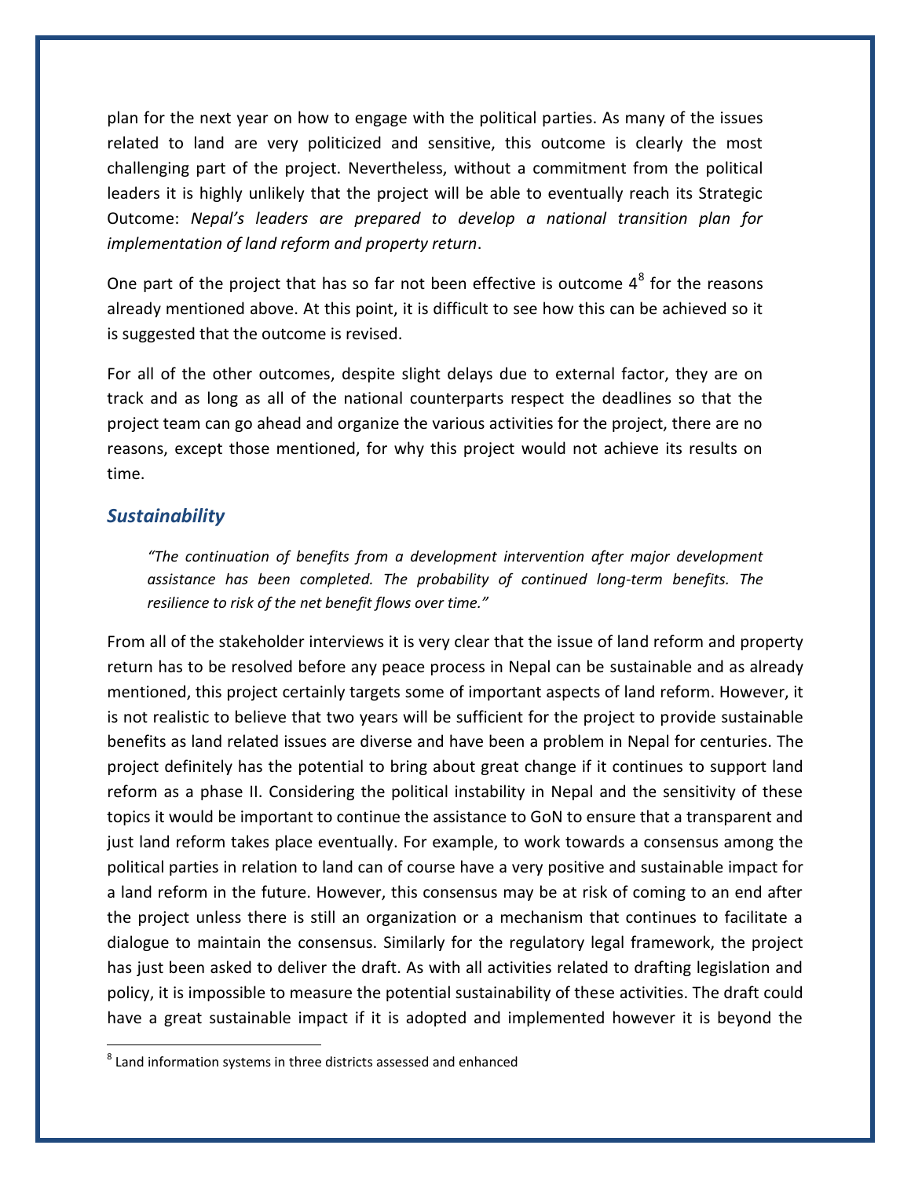plan for the next year on how to engage with the political parties. As many of the issues related to land are very politicized and sensitive, this outcome is clearly the most challenging part of the project. Nevertheless, without a commitment from the political leaders it is highly unlikely that the project will be able to eventually reach its Strategic Outcome: *Nepal's leaders are prepared to develop a national transition plan for implementation of land reform and property return*.

One part of the project that has so far not been effective is outcome 4[8] for the reasons already mentioned above. At this point, it is difficult to see how this can be achieved so it is suggested that the outcome is revised.

For all of the other outcomes, despite slight delays due to external factor, they are on track and as long as all of the national counterparts respect the deadlines so that the project team can go ahead and organize the various activities for the project, there are no reasons, except those mentioned, for why this project would not achieve its results on time.

### *Sustainability*

> *"The continuation of benefits from a development intervention after major development assistance has been completed. The probability of continued long-term benefits. The resilience to risk of the net benefit flows over time."*

From all of the stakeholder interviews it is very clear that the issue of land reform and property return has to be resolved before any peace process in Nepal can be sustainable and as already mentioned, this project certainly targets some of important aspects of land reform. However, it is not realistic to believe that two years will be sufficient for the project to provide sustainable benefits as land related issues are diverse and have been a problem in Nepal for centuries. The project definitely has the potential to bring about great change if it continues to support land reform as a phase II. Considering the political instability in Nepal and the sensitivity of these topics it would be important to continue the assistance to GoN to ensure that a transparent and just land reform takes place eventually. For example, to work towards a consensus among the political parties in relation to land can of course have a very positive and sustainable impact for a land reform in the future. However, this consensus may be at risk of coming to an end after the project unless there is still an organization or a mechanism that continues to facilitate a dialogue to maintain the consensus. Similarly for the regulatory legal framework, the project has just been asked to deliver the draft. As with all activities related to drafting legislation and policy, it is impossible to measure the potential sustainability of these activities. The draft could have a great sustainable impact if it is adopted and implemented however it is beyond the

[8] Land information systems in three districts assessed and enhanced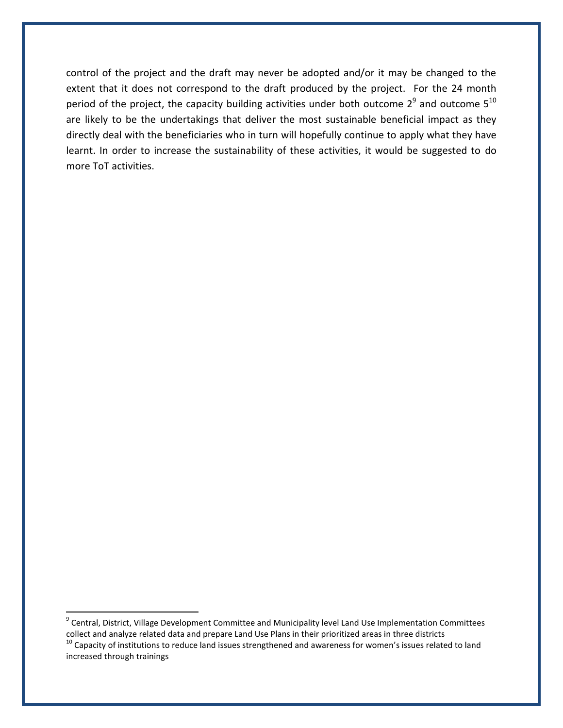control of the project and the draft may never be adopted and/or it may be changed to the extent that it does not correspond to the draft produced by the project. For the 24 month period of the project, the capacity building activities under both outcome 2[9] and outcome 5[10] are likely to be the undertakings that deliver the most sustainable beneficial impact as they directly deal with the beneficiaries who in turn will hopefully continue to apply what they have learnt. In order to increase the sustainability of these activities, it would be suggested to do more ToT activities.

[9] Central, District, Village Development Committee and Municipality level Land Use Implementation Committees collect and analyze related data and prepare Land Use Plans in their prioritized areas in three districts

[10] Capacity of institutions to reduce land issues strengthened and awareness for women's issues related to land increased through trainings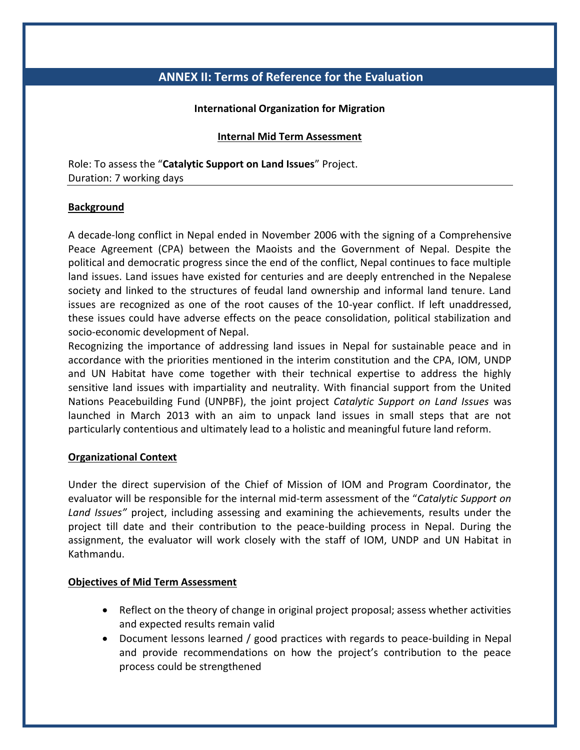## ANNEX II: Terms of Reference for the Evaluation

**International Organization for Migration**

**Internal Mid Term Assessment**

Role: To assess the "**Catalytic Support on Land Issues**" Project.
Duration: 7 working days

---

**Background**

A decade-long conflict in Nepal ended in November 2006 with the signing of a Comprehensive Peace Agreement (CPA) between the Maoists and the Government of Nepal. Despite the political and democratic progress since the end of the conflict, Nepal continues to face multiple land issues. Land issues have existed for centuries and are deeply entrenched in the Nepalese society and linked to the structures of feudal land ownership and informal land tenure. Land issues are recognized as one of the root causes of the 10-year conflict. If left unaddressed, these issues could have adverse effects on the peace consolidation, political stabilization and socio-economic development of Nepal.

Recognizing the importance of addressing land issues in Nepal for sustainable peace and in accordance with the priorities mentioned in the interim constitution and the CPA, IOM, UNDP and UN Habitat have come together with their technical expertise to address the highly sensitive land issues with impartiality and neutrality. With financial support from the United Nations Peacebuilding Fund (UNPBF), the joint project *Catalytic Support on Land Issues* was launched in March 2013 with an aim to unpack land issues in small steps that are not particularly contentious and ultimately lead to a holistic and meaningful future land reform.

**Organizational Context**

Under the direct supervision of the Chief of Mission of IOM and Program Coordinator, the evaluator will be responsible for the internal mid-term assessment of the "*Catalytic Support on Land Issues"* project, including assessing and examining the achievements, results under the project till date and their contribution to the peace-building process in Nepal. During the assignment, the evaluator will work closely with the staff of IOM, UNDP and UN Habitat in Kathmandu.

**Objectives of Mid Term Assessment**

- Reflect on the theory of change in original project proposal; assess whether activities and expected results remain valid
- Document lessons learned / good practices with regards to peace-building in Nepal and provide recommendations on how the project's contribution to the peace process could be strengthened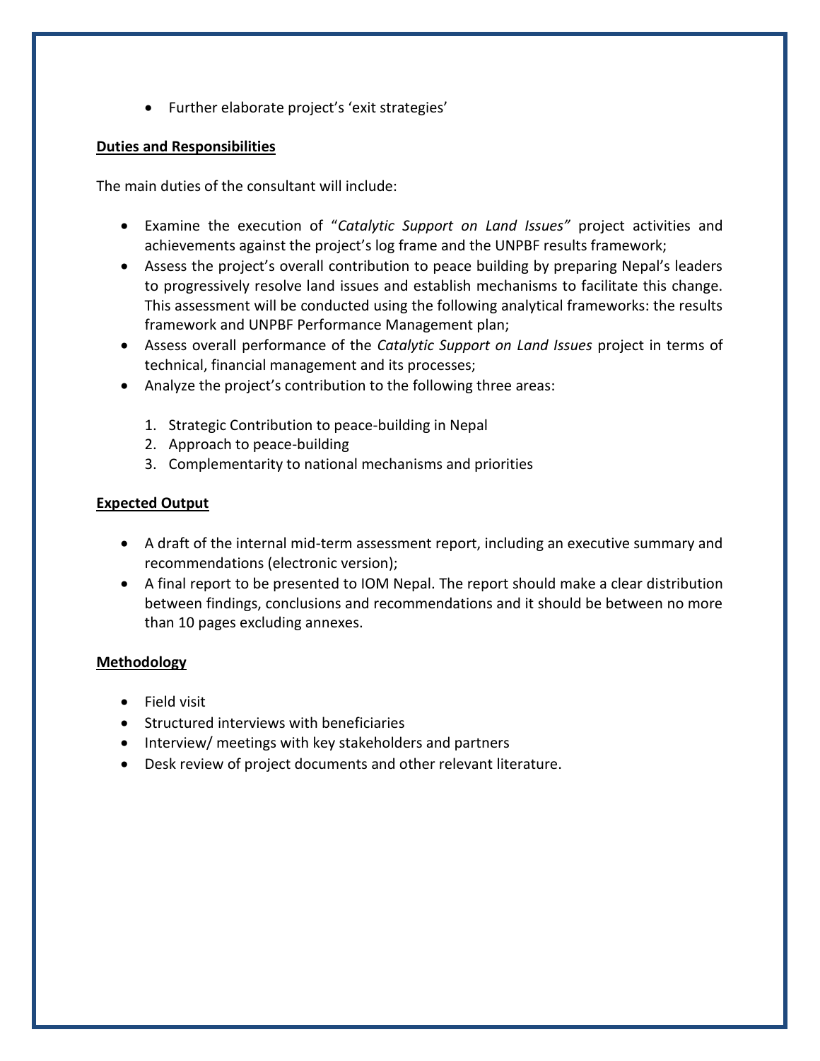- Further elaborate project's 'exit strategies'

**Duties and Responsibilities**

The main duties of the consultant will include:

- Examine the execution of "*Catalytic Support on Land Issues"* project activities and achievements against the project's log frame and the UNPBF results framework;
- Assess the project's overall contribution to peace building by preparing Nepal's leaders to progressively resolve land issues and establish mechanisms to facilitate this change. This assessment will be conducted using the following analytical frameworks: the results framework and UNPBF Performance Management plan;
- Assess overall performance of the *Catalytic Support on Land Issues* project in terms of technical, financial management and its processes;
- Analyze the project's contribution to the following three areas:

  1. Strategic Contribution to peace-building in Nepal
  2. Approach to peace-building
  3. Complementarity to national mechanisms and priorities

**Expected Output**

- A draft of the internal mid-term assessment report, including an executive summary and recommendations (electronic version);
- A final report to be presented to IOM Nepal. The report should make a clear distribution between findings, conclusions and recommendations and it should be between no more than 10 pages excluding annexes.

**Methodology**

- Field visit
- Structured interviews with beneficiaries
- Interview/ meetings with key stakeholders and partners
- Desk review of project documents and other relevant literature.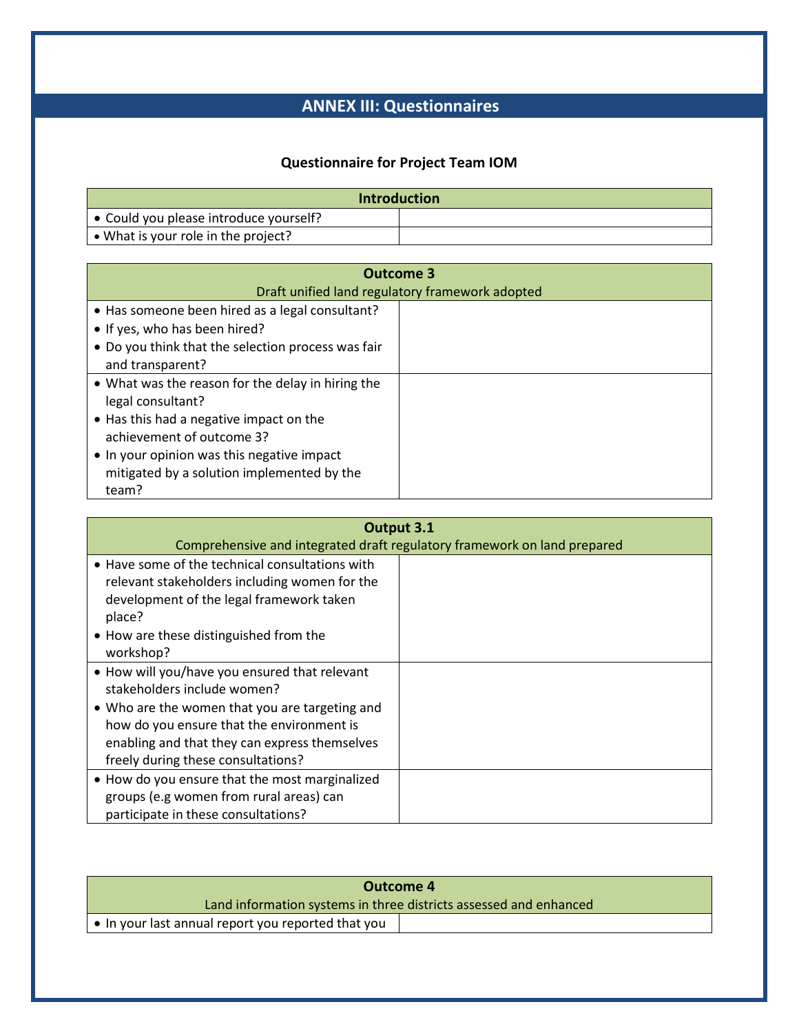## ANNEX III: Questionnaires

### Questionnaire for Project Team IOM

| Introduction | |
|---|---|
| • Could you please introduce yourself? | |
| • What is your role in the project? | |

| Outcome 3<br>Draft unified land regulatory framework adopted | |
|---|---|
| • Has someone been hired as a legal consultant?<br>• If yes, who has been hired?<br>• Do you think that the selection process was fair and transparent? | |
| • What was the reason for the delay in hiring the legal consultant?<br>• Has this had a negative impact on the achievement of outcome 3?<br>• In your opinion was this negative impact mitigated by a solution implemented by the team? | |

| Output 3.1<br>Comprehensive and integrated draft regulatory framework on land prepared | |
|---|---|
| • Have some of the technical consultations with relevant stakeholders including women for the development of the legal framework taken place?<br>• How are these distinguished from the workshop? | |
| • How will you/have you ensured that relevant stakeholders include women?<br>• Who are the women that you are targeting and how do you ensure that the environment is enabling and that they can express themselves freely during these consultations? | |
| • How do you ensure that the most marginalized groups (e.g women from rural areas) can participate in these consultations? | |

| Outcome 4<br>Land information systems in three districts assessed and enhanced | |
|---|---|
| • In your last annual report you reported that you | |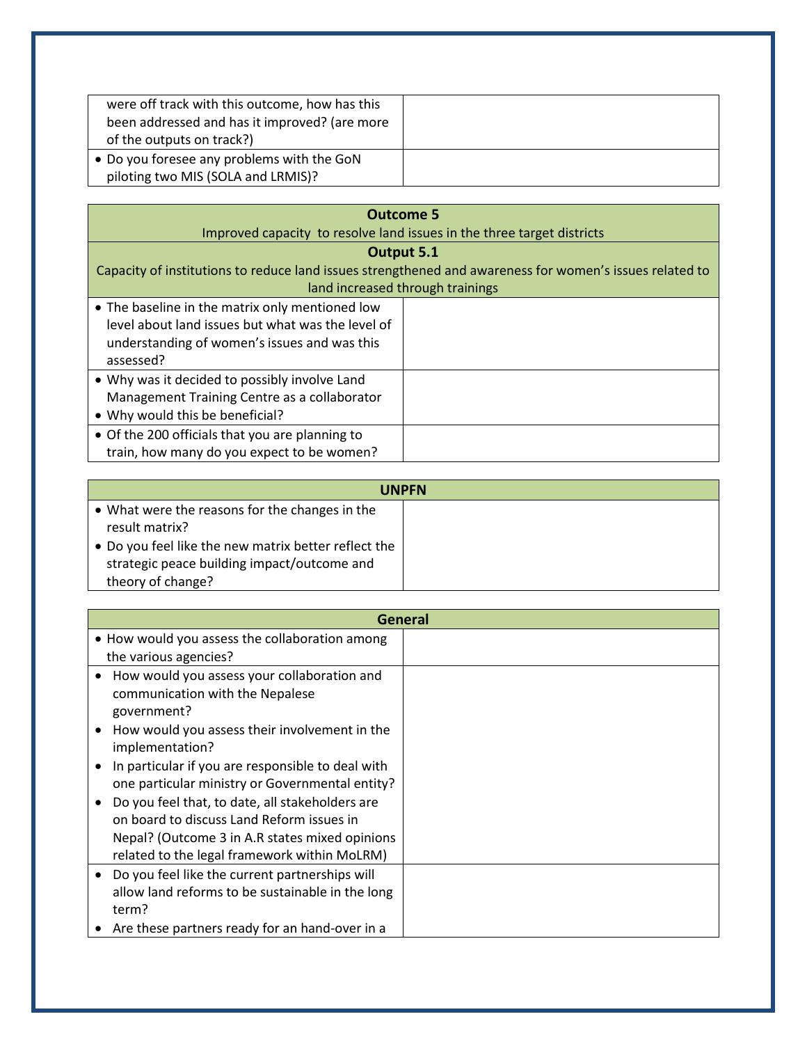| | |
|---|---|
| were off track with this outcome, how has this been addressed and has it improved? (are more of the outputs on track?) | |
| • Do you foresee any problems with the GoN piloting two MIS (SOLA and LRMIS)? | |

| **Outcome 5**<br>Improved capacity to resolve land issues in the three target districts | |
|---|---|
| **Output 5.1**<br>Capacity of institutions to reduce land issues strengthened and awareness for women's issues related to land increased through trainings | |
| • The baseline in the matrix only mentioned low level about land issues but what was the level of understanding of women's issues and was this assessed? | |
| • Why was it decided to possibly involve Land Management Training Centre as a collaborator<br>• Why would this be beneficial? | |
| • Of the 200 officials that you are planning to train, how many do you expect to be women? | |

| **UNPFN** | |
|---|---|
| • What were the reasons for the changes in the result matrix?<br>• Do you feel like the new matrix better reflect the strategic peace building impact/outcome and theory of change? | |

| **General** | |
|---|---|
| • How would you assess the collaboration among the various agencies? | |
| • How would you assess your collaboration and communication with the Nepalese government?<br>• How would you assess their involvement in the implementation?<br>• In particular if you are responsible to deal with one particular ministry or Governmental entity?<br>• Do you feel that, to date, all stakeholders are on board to discuss Land Reform issues in Nepal? (Outcome 3 in A.R states mixed opinions related to the legal framework within MoLRM) | |
| • Do you feel like the current partnerships will allow land reforms to be sustainable in the long term?<br>• Are these partners ready for an hand-over in a | |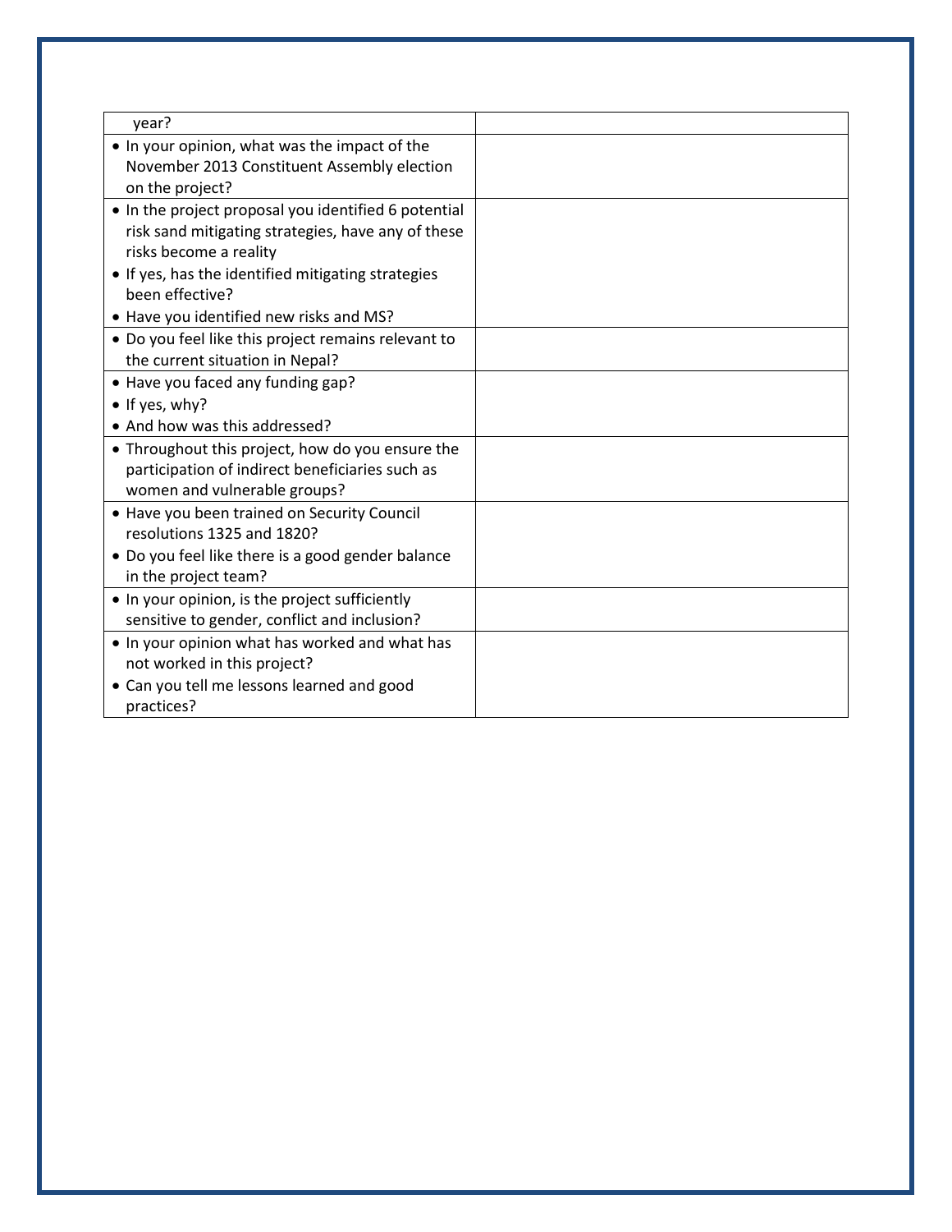| | |
|---|---|
| year? | |
| • In your opinion, what was the impact of the November 2013 Constituent Assembly election on the project? | |
| • In the project proposal you identified 6 potential risk sand mitigating strategies, have any of these risks become a reality<br>• If yes, has the identified mitigating strategies been effective?<br>• Have you identified new risks and MS? | |
| • Do you feel like this project remains relevant to the current situation in Nepal? | |
| • Have you faced any funding gap?<br>• If yes, why?<br>• And how was this addressed? | |
| • Throughout this project, how do you ensure the participation of indirect beneficiaries such as women and vulnerable groups? | |
| • Have you been trained on Security Council resolutions 1325 and 1820?<br>• Do you feel like there is a good gender balance in the project team? | |
| • In your opinion, is the project sufficiently sensitive to gender, conflict and inclusion? | |
| • In your opinion what has worked and what has not worked in this project?<br>• Can you tell me lessons learned and good practices? | |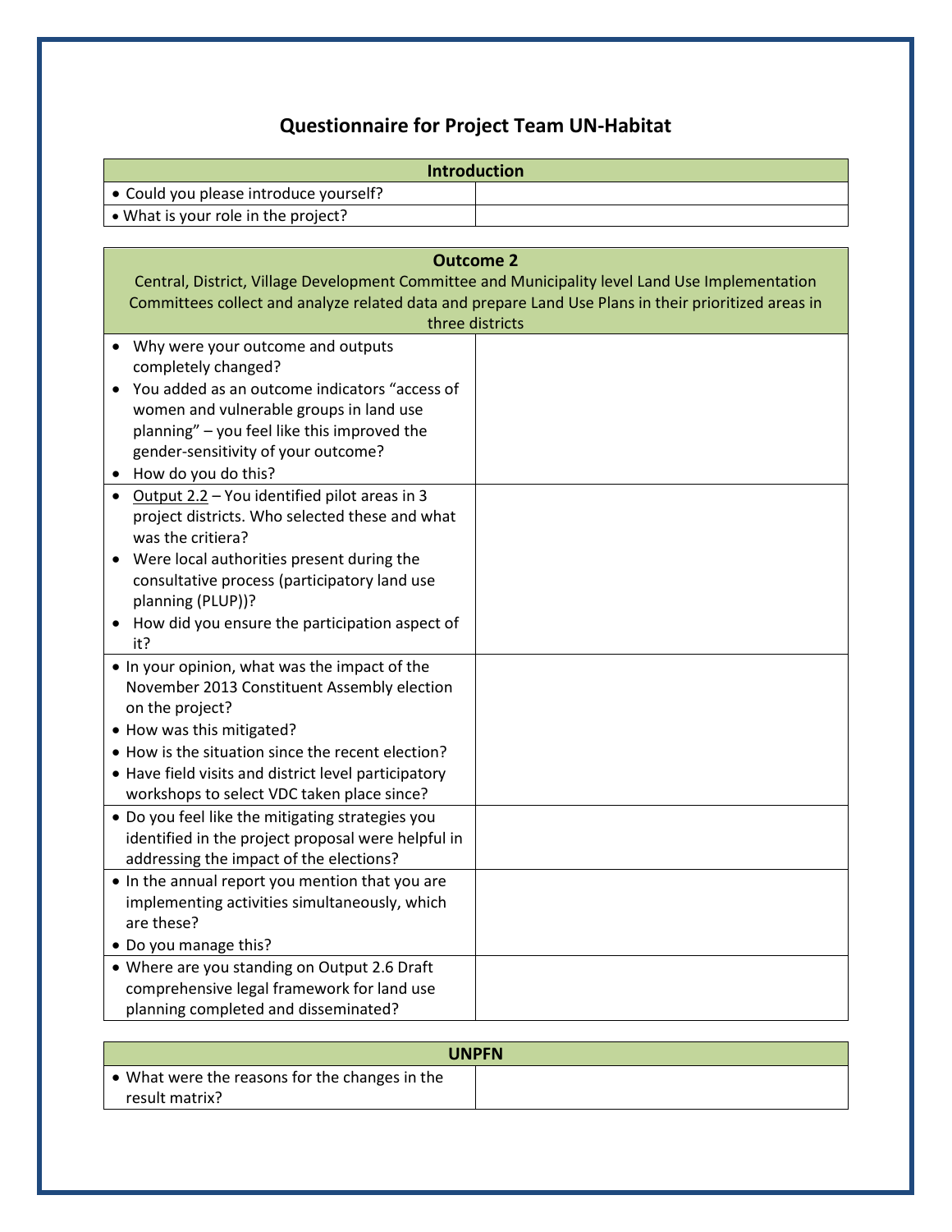# Questionnaire for Project Team UN-Habitat

| Introduction | |
|---|---|
| • Could you please introduce yourself? | |
| • What is your role in the project? | |

| **Outcome 2**<br>Central, District, Village Development Committee and Municipality level Land Use Implementation Committees collect and analyze related data and prepare Land Use Plans in their prioritized areas in three districts | |
|---|---|
| • Why were your outcome and outputs completely changed?<br>• You added as an outcome indicators "access of women and vulnerable groups in land use planning" – you feel like this improved the gender-sensitivity of your outcome?<br>• How do you do this? | |
| • Output 2.2 – You identified pilot areas in 3 project districts. Who selected these and what was the critiera?<br>• Were local authorities present during the consultative process (participatory land use planning (PLUP))?<br>• How did you ensure the participation aspect of it? | |
| • In your opinion, what was the impact of the November 2013 Constituent Assembly election on the project?<br>• How was this mitigated?<br>• How is the situation since the recent election?<br>• Have field visits and district level participatory workshops to select VDC taken place since? | |
| • Do you feel like the mitigating strategies you identified in the project proposal were helpful in addressing the impact of the elections? | |
| • In the annual report you mention that you are implementing activities simultaneously, which are these?<br>• Do you manage this? | |
| • Where are you standing on Output 2.6 Draft comprehensive legal framework for land use planning completed and disseminated? | |

| UNPFN | |
|---|---|
| • What were the reasons for the changes in the result matrix? | |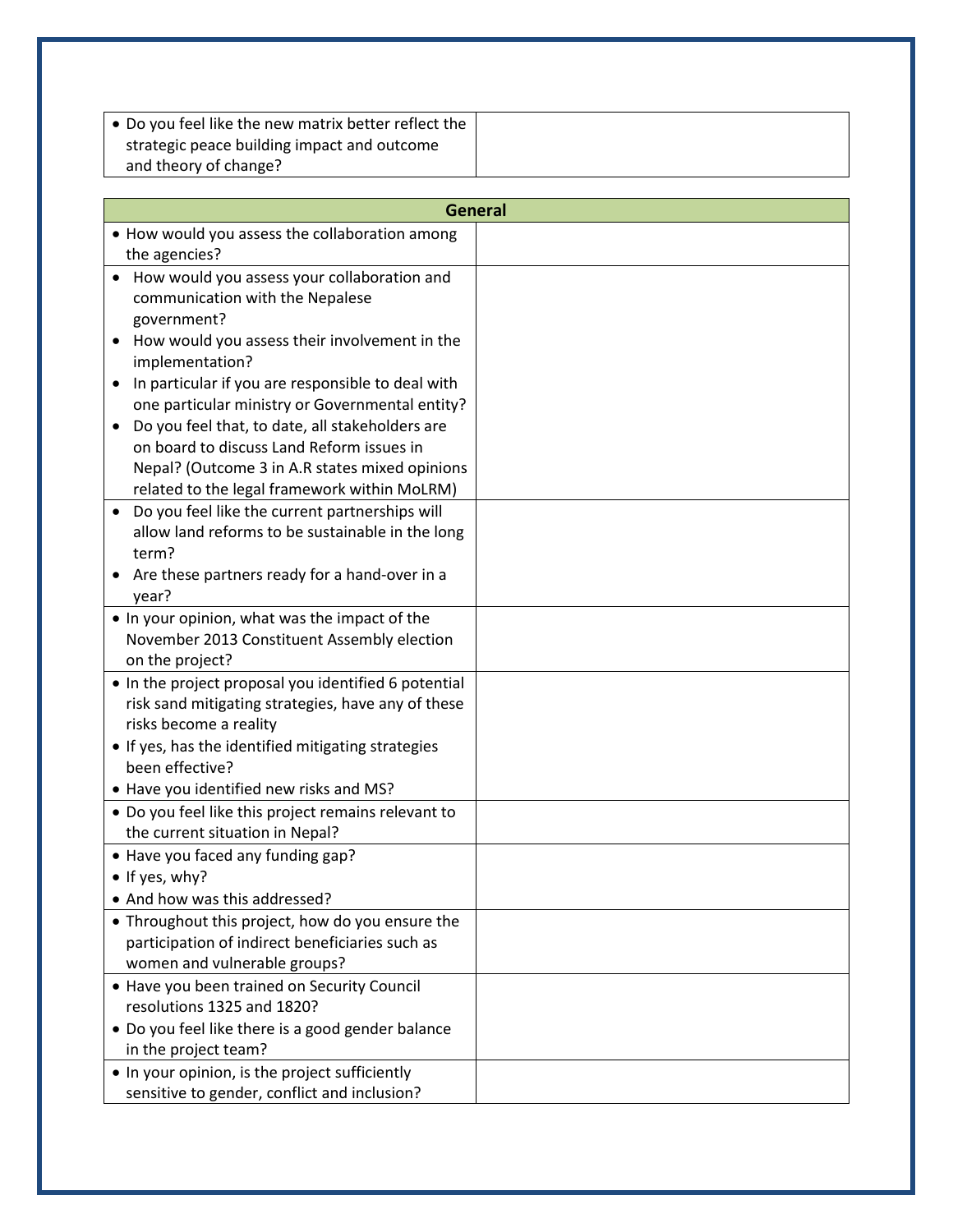| | |
|---|---|
| • Do you feel like the new matrix better reflect the strategic peace building impact and outcome and theory of change? | |

| **General** | |
|---|---|
| • How would you assess the collaboration among the agencies? | |
| • How would you assess your collaboration and communication with the Nepalese government?<br>• How would you assess their involvement in the implementation?<br>• In particular if you are responsible to deal with one particular ministry or Governmental entity?<br>• Do you feel that, to date, all stakeholders are on board to discuss Land Reform issues in Nepal? (Outcome 3 in A.R states mixed opinions related to the legal framework within MoLRM) | |
| • Do you feel like the current partnerships will allow land reforms to be sustainable in the long term?<br>• Are these partners ready for a hand-over in a year? | |
| • In your opinion, what was the impact of the November 2013 Constituent Assembly election on the project? | |
| • In the project proposal you identified 6 potential risk sand mitigating strategies, have any of these risks become a reality<br>• If yes, has the identified mitigating strategies been effective?<br>• Have you identified new risks and MS? | |
| • Do you feel like this project remains relevant to the current situation in Nepal? | |
| • Have you faced any funding gap?<br>• If yes, why?<br>• And how was this addressed? | |
| • Throughout this project, how do you ensure the participation of indirect beneficiaries such as women and vulnerable groups? | |
| • Have you been trained on Security Council resolutions 1325 and 1820?<br>• Do you feel like there is a good gender balance in the project team? | |
| • In your opinion, is the project sufficiently sensitive to gender, conflict and inclusion? | |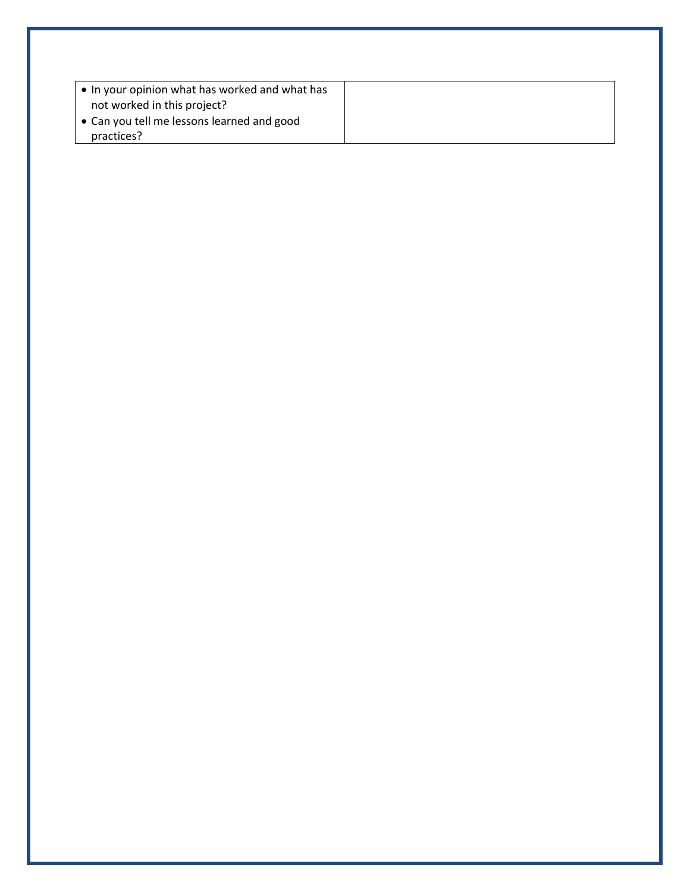| • In your opinion what has worked and what has not worked in this project?<br>• Can you tell me lessons learned and good practices? | |
|---|---|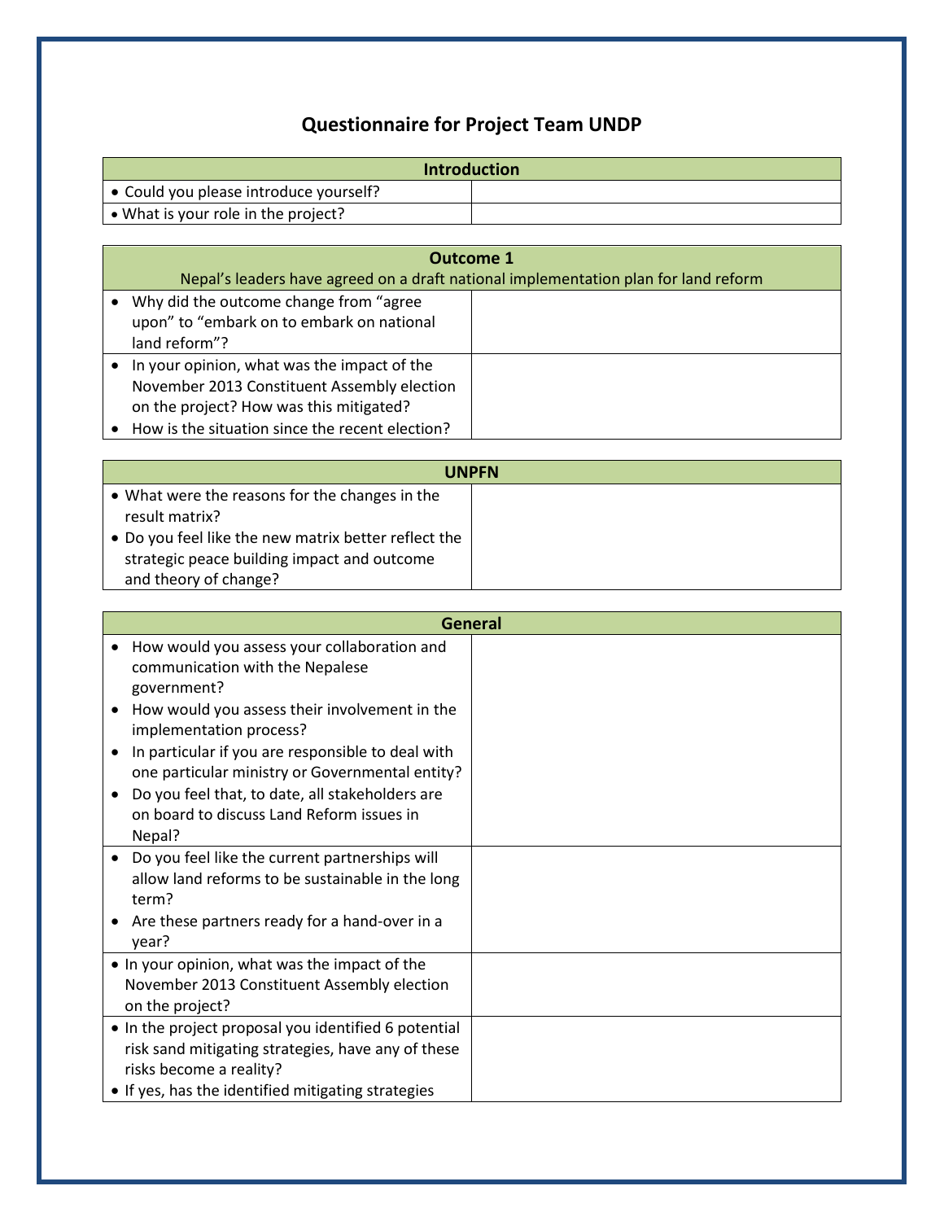# Questionnaire for Project Team UNDP

| Introduction | |
|---|---|
| • Could you please introduce yourself? | |
| • What is your role in the project? | |

| Outcome 1<br>Nepal's leaders have agreed on a draft national implementation plan for land reform | |
|---|---|
| • Why did the outcome change from "agree upon" to "embark on to embark on national land reform"? | |
| • In your opinion, what was the impact of the November 2013 Constituent Assembly election on the project? How was this mitigated?<br>• How is the situation since the recent election? | |

| UNPFN | |
|---|---|
| • What were the reasons for the changes in the result matrix?<br>• Do you feel like the new matrix better reflect the strategic peace building impact and outcome and theory of change? | |

| General | |
|---|---|
| • How would you assess your collaboration and communication with the Nepalese government?<br>• How would you assess their involvement in the implementation process?<br>• In particular if you are responsible to deal with one particular ministry or Governmental entity?<br>• Do you feel that, to date, all stakeholders are on board to discuss Land Reform issues in Nepal? | |
| • Do you feel like the current partnerships will allow land reforms to be sustainable in the long term?<br>• Are these partners ready for a hand-over in a year? | |
| • In your opinion, what was the impact of the November 2013 Constituent Assembly election on the project? | |
| • In the project proposal you identified 6 potential risk sand mitigating strategies, have any of these risks become a reality?<br>• If yes, has the identified mitigating strategies | |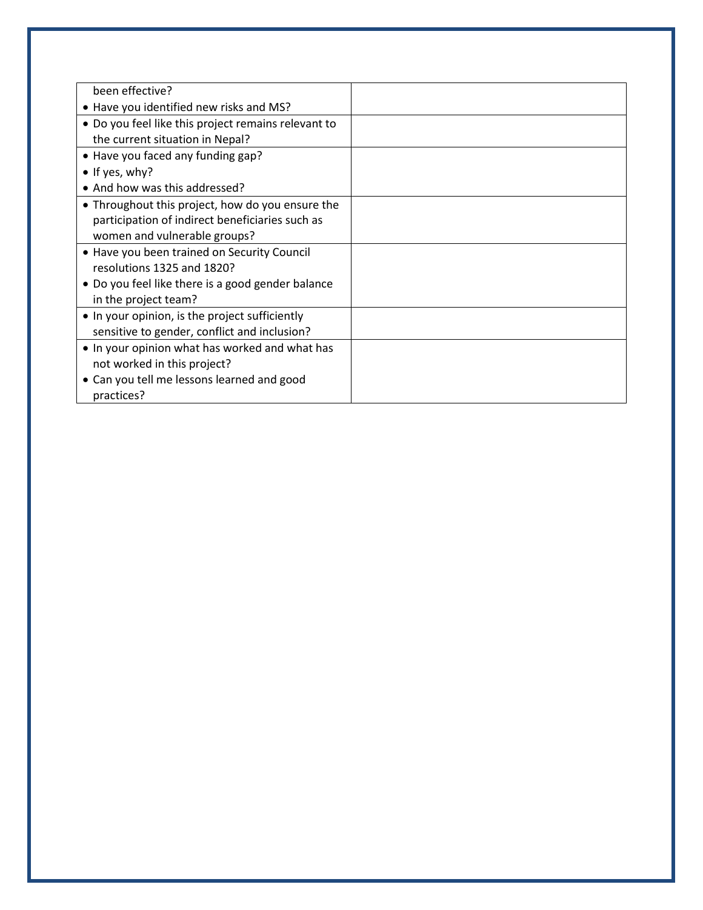| | |
|---|---|
| been effective?<br>• Have you identified new risks and MS? | |
| • Do you feel like this project remains relevant to the current situation in Nepal? | |
| • Have you faced any funding gap?<br>• If yes, why?<br>• And how was this addressed? | |
| • Throughout this project, how do you ensure the participation of indirect beneficiaries such as women and vulnerable groups? | |
| • Have you been trained on Security Council resolutions 1325 and 1820?<br>• Do you feel like there is a good gender balance in the project team? | |
| • In your opinion, is the project sufficiently sensitive to gender, conflict and inclusion? | |
| • In your opinion what has worked and what has not worked in this project?<br>• Can you tell me lessons learned and good practices? | |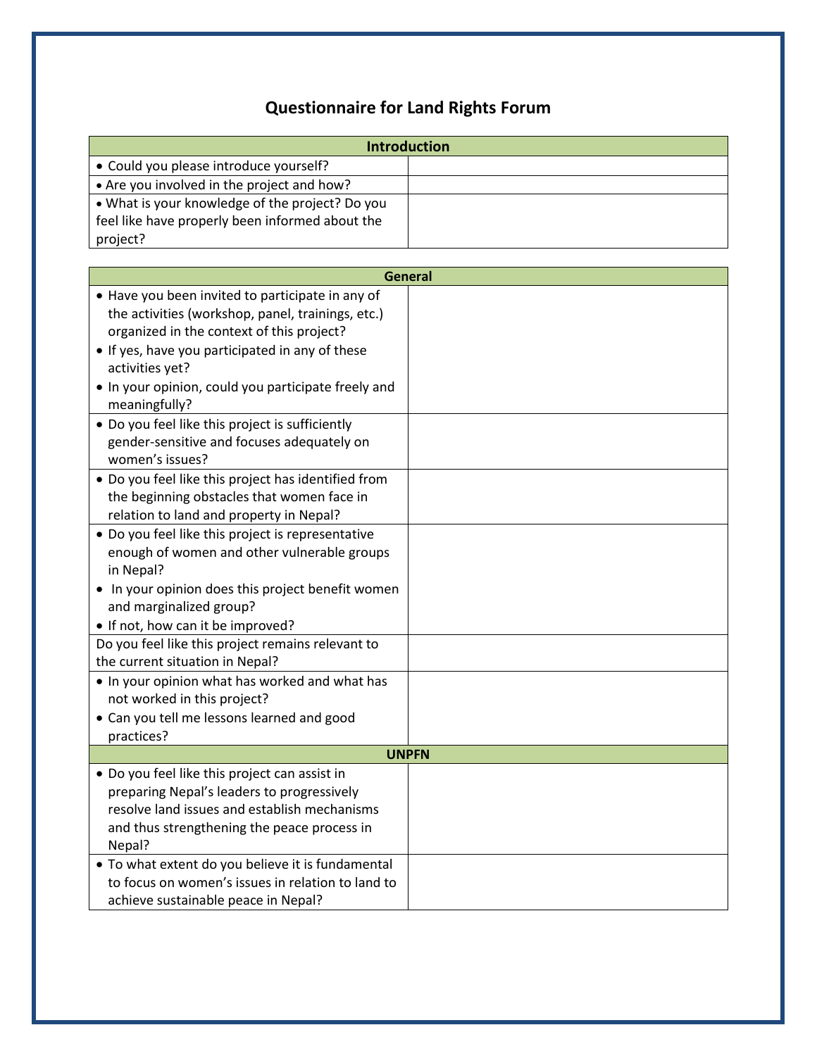# Questionnaire for Land Rights Forum

| Introduction | |
|---|---|
| • Could you please introduce yourself? | |
| • Are you involved in the project and how? | |
| • What is your knowledge of the project? Do you feel like have properly been informed about the project? | |

| General | |
|---|---|
| • Have you been invited to participate in any of the activities (workshop, panel, trainings, etc.) organized in the context of this project?<br>• If yes, have you participated in any of these activities yet?<br>• In your opinion, could you participate freely and meaningfully? | |
| • Do you feel like this project is sufficiently gender-sensitive and focuses adequately on women's issues? | |
| • Do you feel like this project has identified from the beginning obstacles that women face in relation to land and property in Nepal? | |
| • Do you feel like this project is representative enough of women and other vulnerable groups in Nepal?<br>• In your opinion does this project benefit women and marginalized group?<br>• If not, how can it be improved? | |
| Do you feel like this project remains relevant to the current situation in Nepal? | |
| • In your opinion what has worked and what has not worked in this project?<br>• Can you tell me lessons learned and good practices? | |
| **UNPFN** | |
| • Do you feel like this project can assist in preparing Nepal's leaders to progressively resolve land issues and establish mechanisms and thus strengthening the peace process in Nepal? | |
| • To what extent do you believe it is fundamental to focus on women's issues in relation to land to achieve sustainable peace in Nepal? | |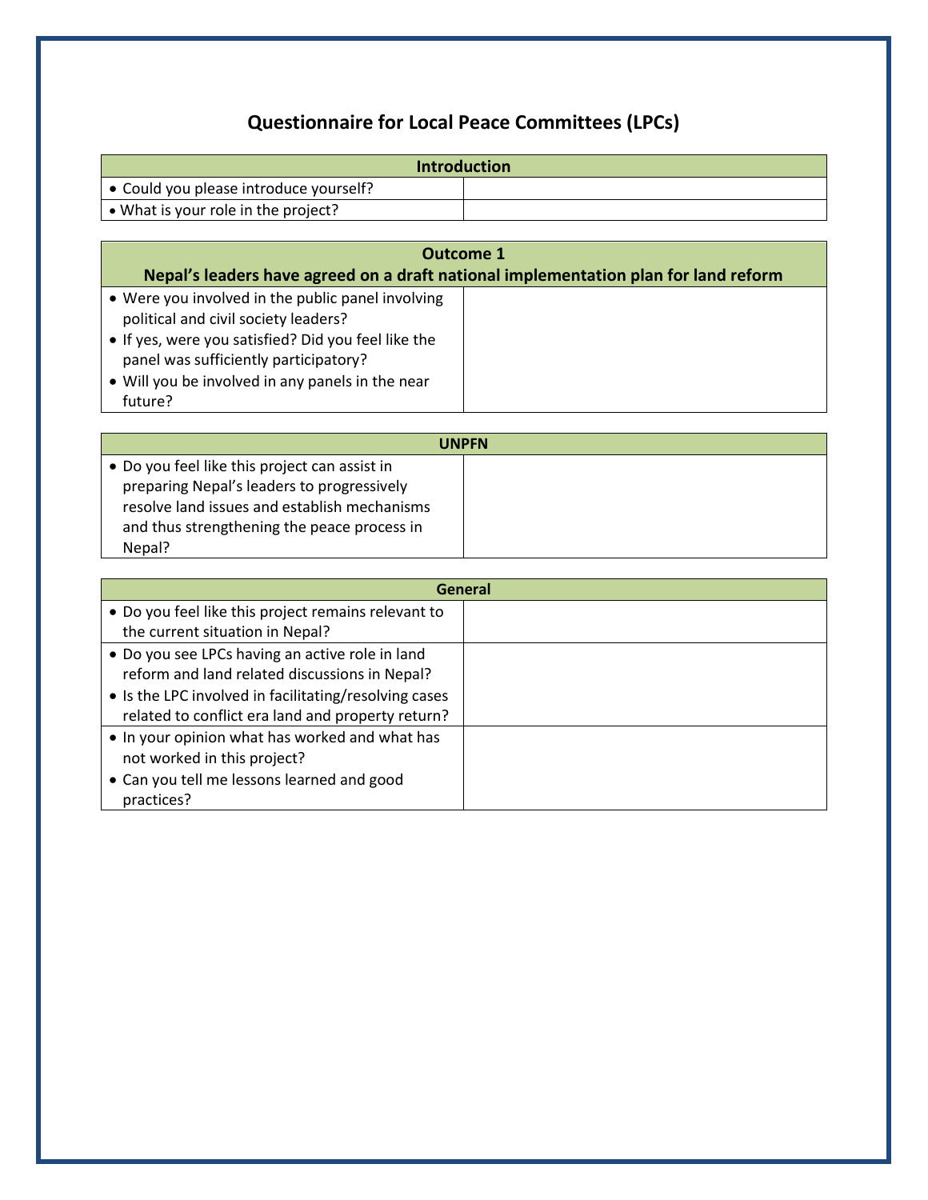# Questionnaire for Local Peace Committees (LPCs)

| Introduction | |
|---|---|
| • Could you please introduce yourself? | |
| • What is your role in the project? | |

| Outcome 1<br>Nepal's leaders have agreed on a draft national implementation plan for land reform | |
|---|---|
| • Were you involved in the public panel involving political and civil society leaders?<br>• If yes, were you satisfied? Did you feel like the panel was sufficiently participatory?<br>• Will you be involved in any panels in the near future? | |

| UNPFN | |
|---|---|
| • Do you feel like this project can assist in preparing Nepal's leaders to progressively resolve land issues and establish mechanisms and thus strengthening the peace process in Nepal? | |

| General | |
|---|---|
| • Do you feel like this project remains relevant to the current situation in Nepal? | |
| • Do you see LPCs having an active role in land reform and land related discussions in Nepal?<br>• Is the LPC involved in facilitating/resolving cases related to conflict era land and property return? | |
| • In your opinion what has worked and what has not worked in this project?<br>• Can you tell me lessons learned and good practices? | |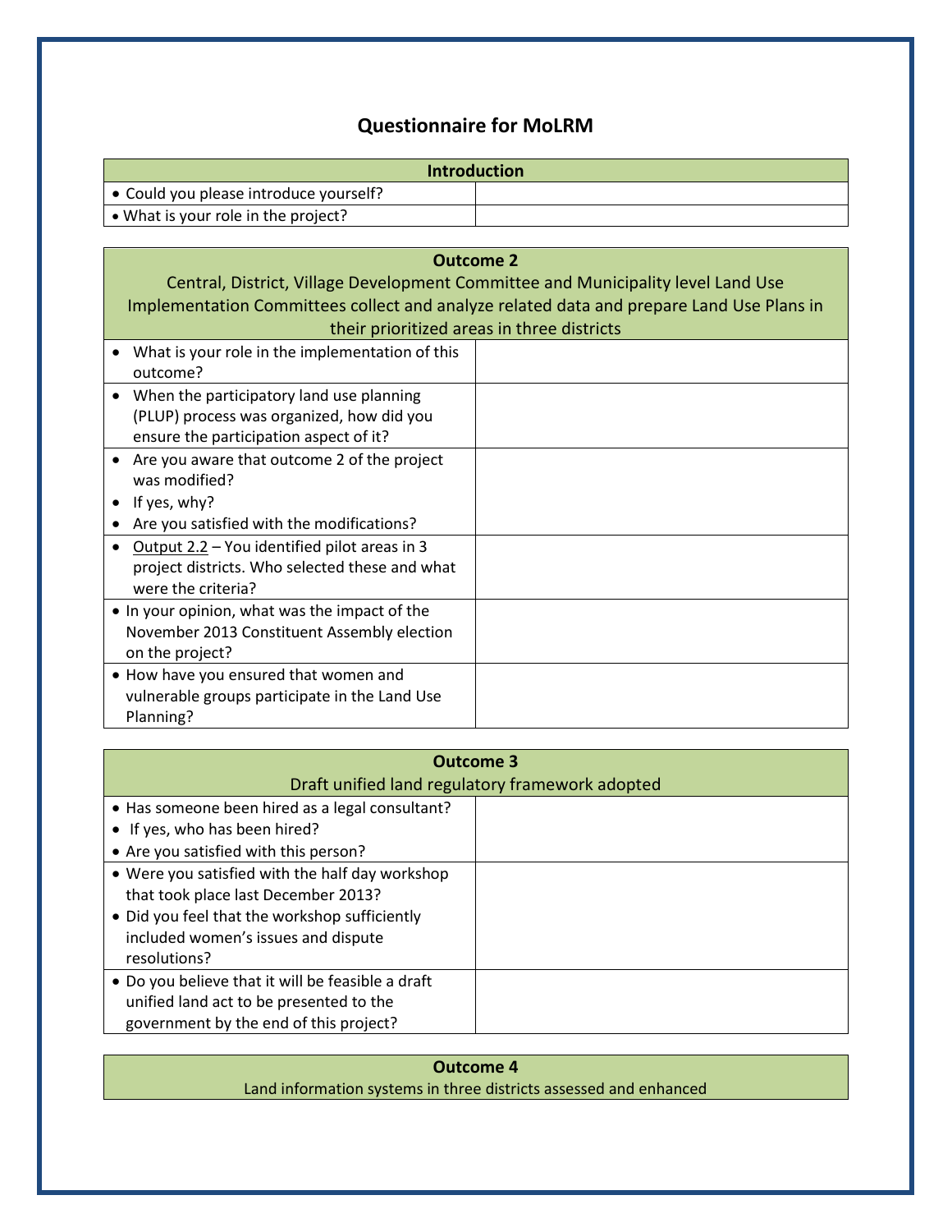# Questionnaire for MoLRM

| Introduction | |
|---|---|
| • Could you please introduce yourself? | |
| • What is your role in the project? | |

| Outcome 2<br>Central, District, Village Development Committee and Municipality level Land Use Implementation Committees collect and analyze related data and prepare Land Use Plans in their prioritized areas in three districts | |
|---|---|
| • What is your role in the implementation of this outcome? | |
| • When the participatory land use planning (PLUP) process was organized, how did you ensure the participation aspect of it? | |
| • Are you aware that outcome 2 of the project was modified?<br>• If yes, why?<br>• Are you satisfied with the modifications? | |
| • Output 2.2 – You identified pilot areas in 3 project districts. Who selected these and what were the criteria? | |
| • In your opinion, what was the impact of the November 2013 Constituent Assembly election on the project? | |
| • How have you ensured that women and vulnerable groups participate in the Land Use Planning? | |

| Outcome 3<br>Draft unified land regulatory framework adopted | |
|---|---|
| • Has someone been hired as a legal consultant?<br>• If yes, who has been hired?<br>• Are you satisfied with this person? | |
| • Were you satisfied with the half day workshop that took place last December 2013?<br>• Did you feel that the workshop sufficiently included women's issues and dispute resolutions? | |
| • Do you believe that it will be feasible a draft unified land act to be presented to the government by the end of this project? | |

| Outcome 4<br>Land information systems in three districts assessed and enhanced |
|---|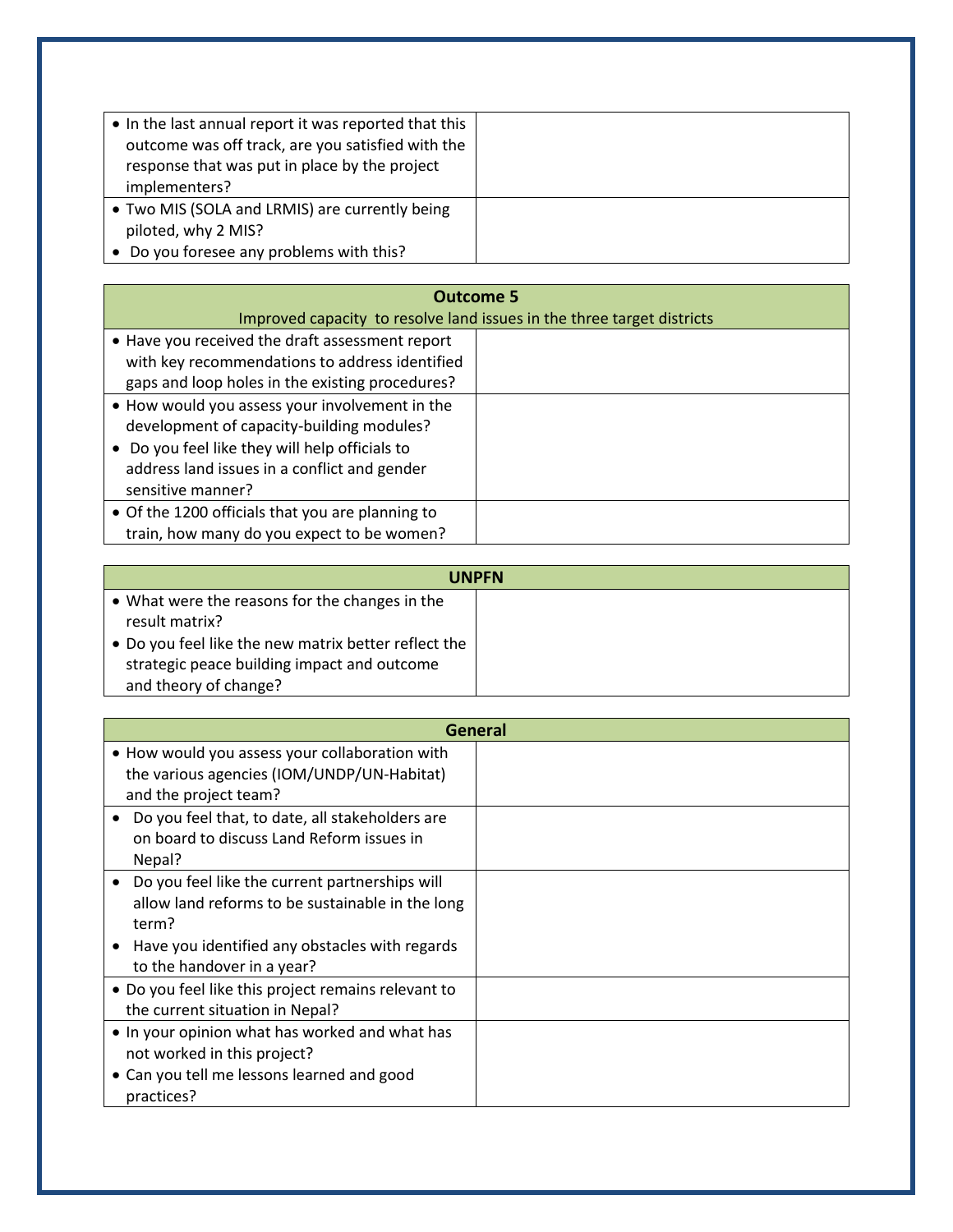| | |
|---|---|
| • In the last annual report it was reported that this outcome was off track, are you satisfied with the response that was put in place by the project implementers? | |
| • Two MIS (SOLA and LRMIS) are currently being piloted, why 2 MIS?<br>• Do you foresee any problems with this? | |

| **Outcome 5**<br>Improved capacity to resolve land issues in the three target districts | |
|---|---|
| • Have you received the draft assessment report with key recommendations to address identified gaps and loop holes in the existing procedures? | |
| • How would you assess your involvement in the development of capacity-building modules?<br>• Do you feel like they will help officials to address land issues in a conflict and gender sensitive manner? | |
| • Of the 1200 officials that you are planning to train, how many do you expect to be women? | |

| **UNPFN** | |
|---|---|
| • What were the reasons for the changes in the result matrix?<br>• Do you feel like the new matrix better reflect the strategic peace building impact and outcome and theory of change? | |

| **General** | |
|---|---|
| • How would you assess your collaboration with the various agencies (IOM/UNDP/UN-Habitat) and the project team? | |
| • Do you feel that, to date, all stakeholders are on board to discuss Land Reform issues in Nepal? | |
| • Do you feel like the current partnerships will allow land reforms to be sustainable in the long term?<br>• Have you identified any obstacles with regards to the handover in a year? | |
| • Do you feel like this project remains relevant to the current situation in Nepal? | |
| • In your opinion what has worked and what has not worked in this project?<br>• Can you tell me lessons learned and good practices? | |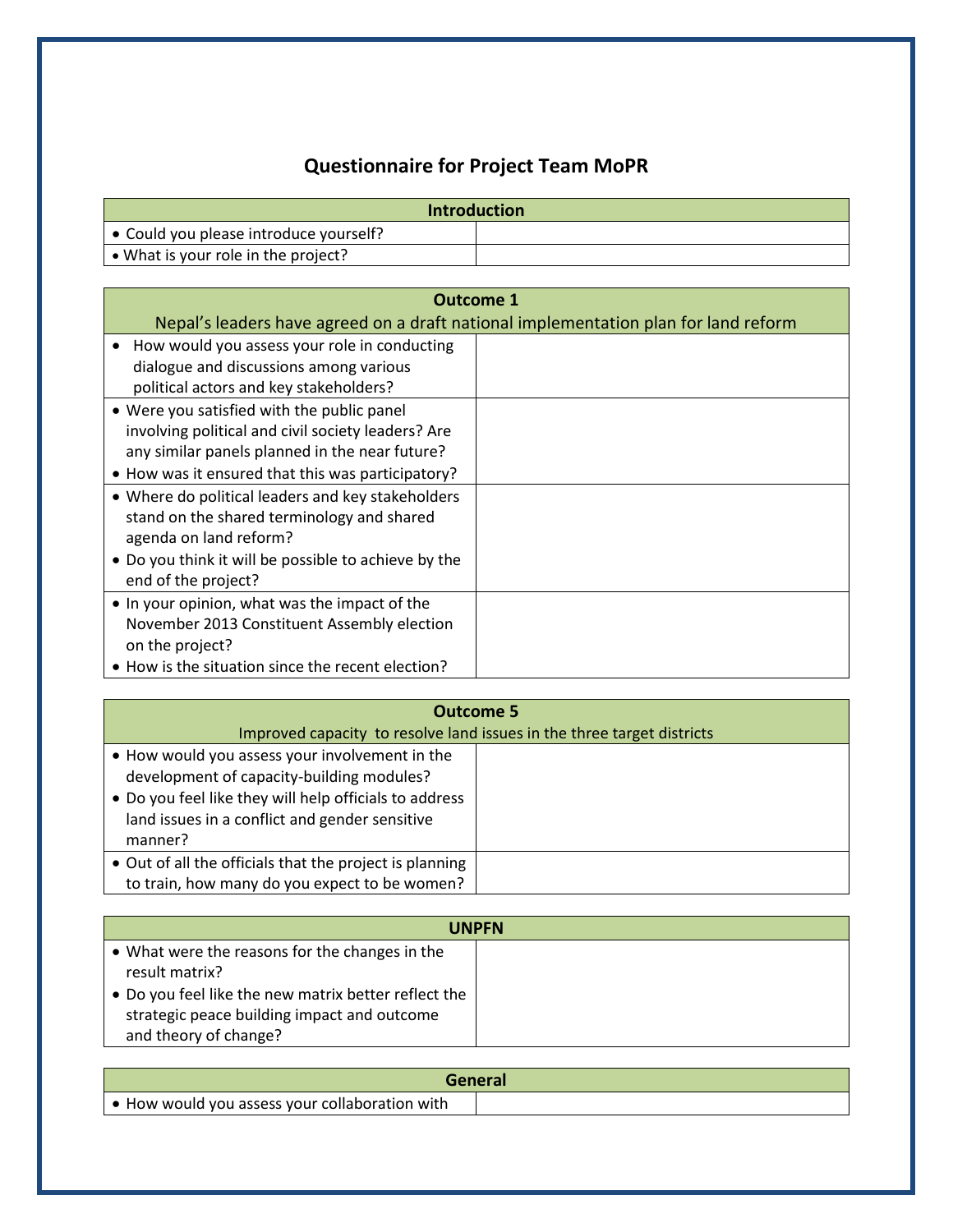## Questionnaire for Project Team MoPR

| Introduction | |
|---|---|
| • Could you please introduce yourself? | |
| • What is your role in the project? | |

| Outcome 1<br>Nepal's leaders have agreed on a draft national implementation plan for land reform | |
|---|---|
| • How would you assess your role in conducting dialogue and discussions among various political actors and key stakeholders? | |
| • Were you satisfied with the public panel involving political and civil society leaders? Are any similar panels planned in the near future?<br>• How was it ensured that this was participatory? | |
| • Where do political leaders and key stakeholders stand on the shared terminology and shared agenda on land reform?<br>• Do you think it will be possible to achieve by the end of the project? | |
| • In your opinion, what was the impact of the November 2013 Constituent Assembly election on the project?<br>• How is the situation since the recent election? | |

| Outcome 5<br>Improved capacity to resolve land issues in the three target districts | |
|---|---|
| • How would you assess your involvement in the development of capacity-building modules?<br>• Do you feel like they will help officials to address land issues in a conflict and gender sensitive manner? | |
| • Out of all the officials that the project is planning to train, how many do you expect to be women? | |

| UNPFN | |
|---|---|
| • What were the reasons for the changes in the result matrix?<br>• Do you feel like the new matrix better reflect the strategic peace building impact and outcome and theory of change? | |

| General | |
|---|---|
| • How would you assess your collaboration with | |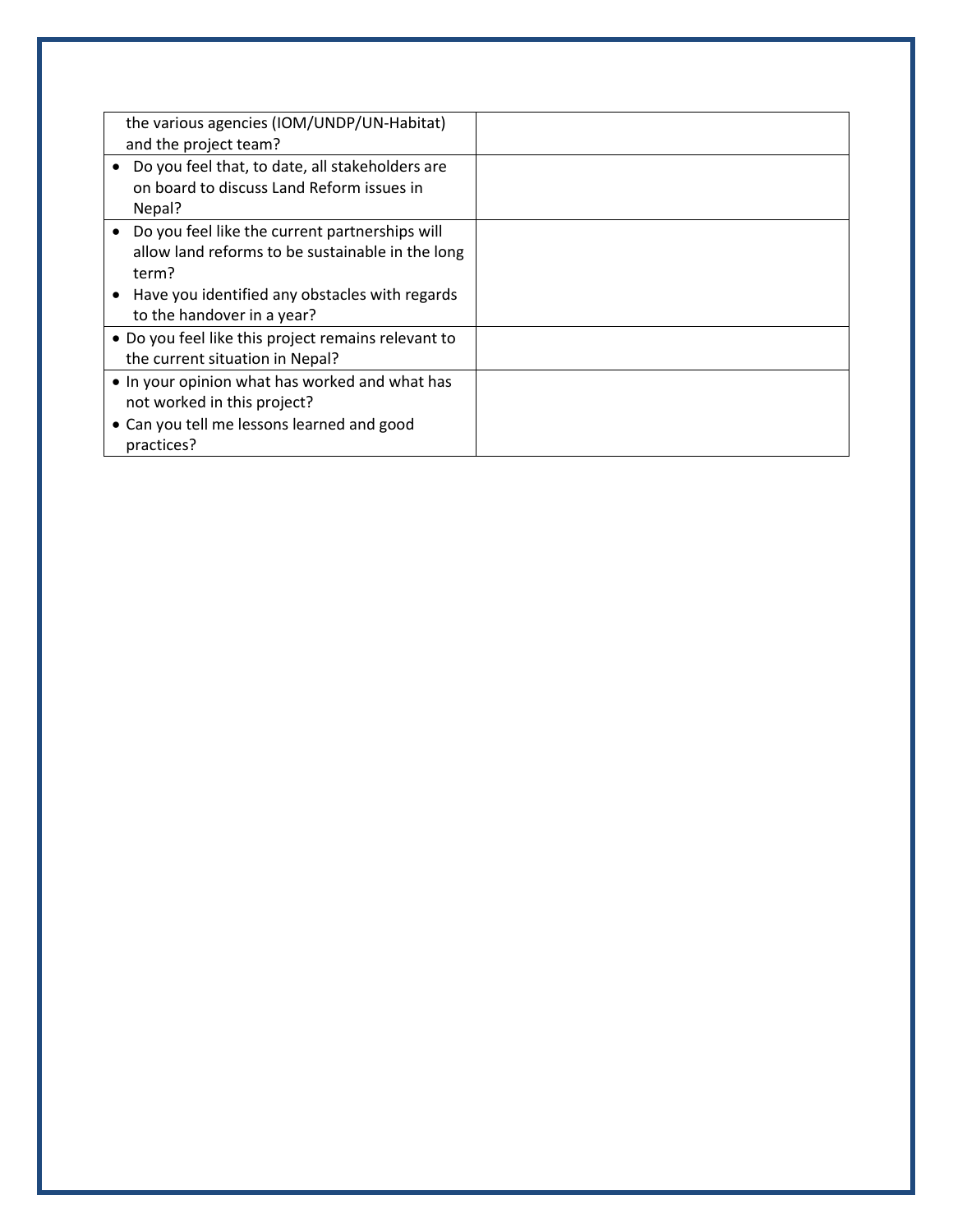| | |
|---|---|
| the various agencies (IOM/UNDP/UN-Habitat) and the project team? | |
| • Do you feel that, to date, all stakeholders are on board to discuss Land Reform issues in Nepal? | |
| • Do you feel like the current partnerships will allow land reforms to be sustainable in the long term?<br>• Have you identified any obstacles with regards to the handover in a year? | |
| • Do you feel like this project remains relevant to the current situation in Nepal? | |
| • In your opinion what has worked and what has not worked in this project?<br>• Can you tell me lessons learned and good practices? | |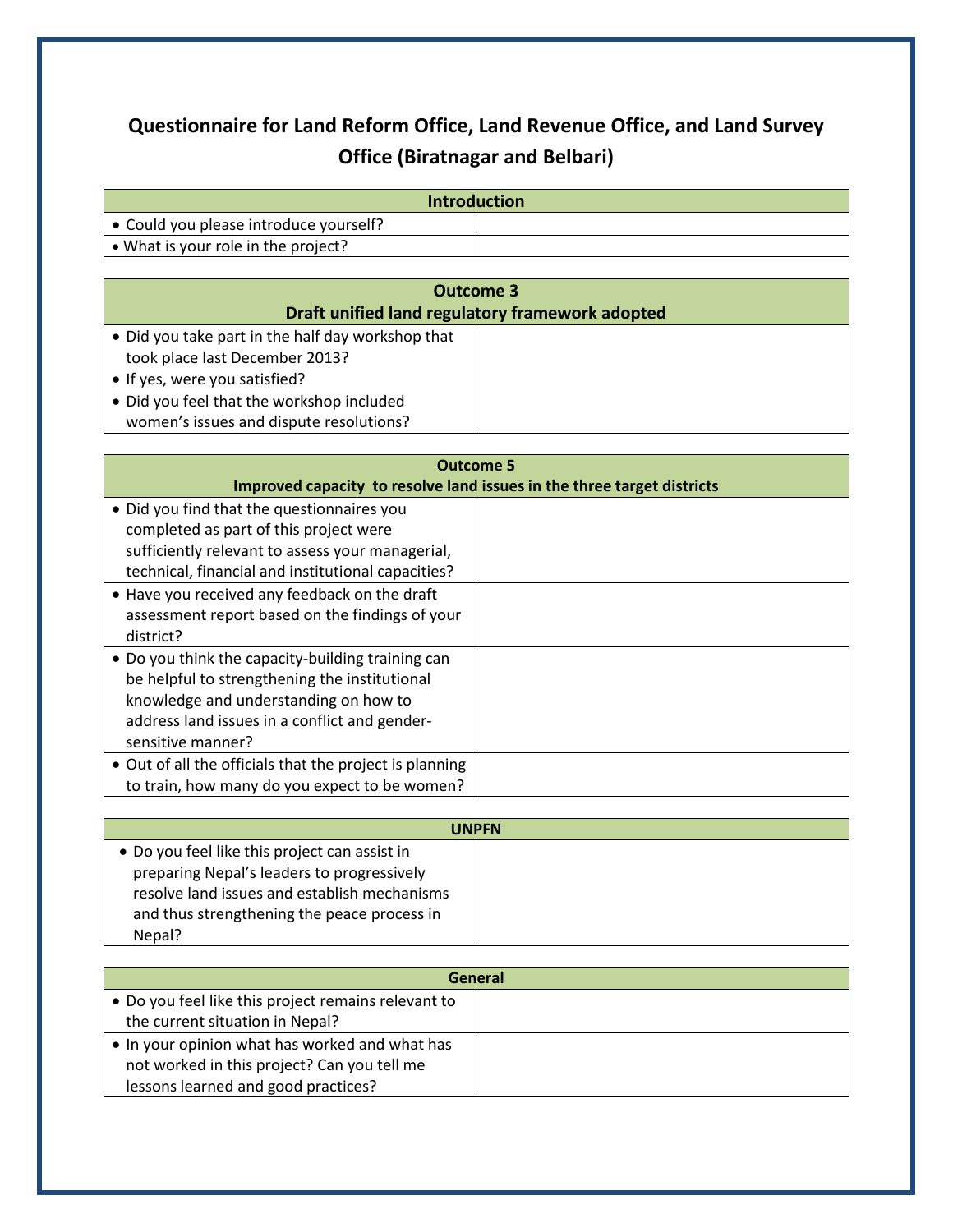# Questionnaire for Land Reform Office, Land Revenue Office, and Land Survey Office (Biratnagar and Belbari)

| Introduction | |
|---|---|
| • Could you please introduce yourself? | |
| • What is your role in the project? | |

| Outcome 3<br>Draft unified land regulatory framework adopted | |
|---|---|
| • Did you take part in the half day workshop that took place last December 2013?<br>• If yes, were you satisfied?<br>• Did you feel that the workshop included women's issues and dispute resolutions? | |

| Outcome 5<br>Improved capacity to resolve land issues in the three target districts | |
|---|---|
| • Did you find that the questionnaires you completed as part of this project were sufficiently relevant to assess your managerial, technical, financial and institutional capacities? | |
| • Have you received any feedback on the draft assessment report based on the findings of your district? | |
| • Do you think the capacity-building training can be helpful to strengthening the institutional knowledge and understanding on how to address land issues in a conflict and gender-sensitive manner? | |
| • Out of all the officials that the project is planning to train, how many do you expect to be women? | |

| UNPFN | |
|---|---|
| • Do you feel like this project can assist in preparing Nepal's leaders to progressively resolve land issues and establish mechanisms and thus strengthening the peace process in Nepal? | |

| General | |
|---|---|
| • Do you feel like this project remains relevant to the current situation in Nepal? | |
| • In your opinion what has worked and what has not worked in this project? Can you tell me lessons learned and good practices? | |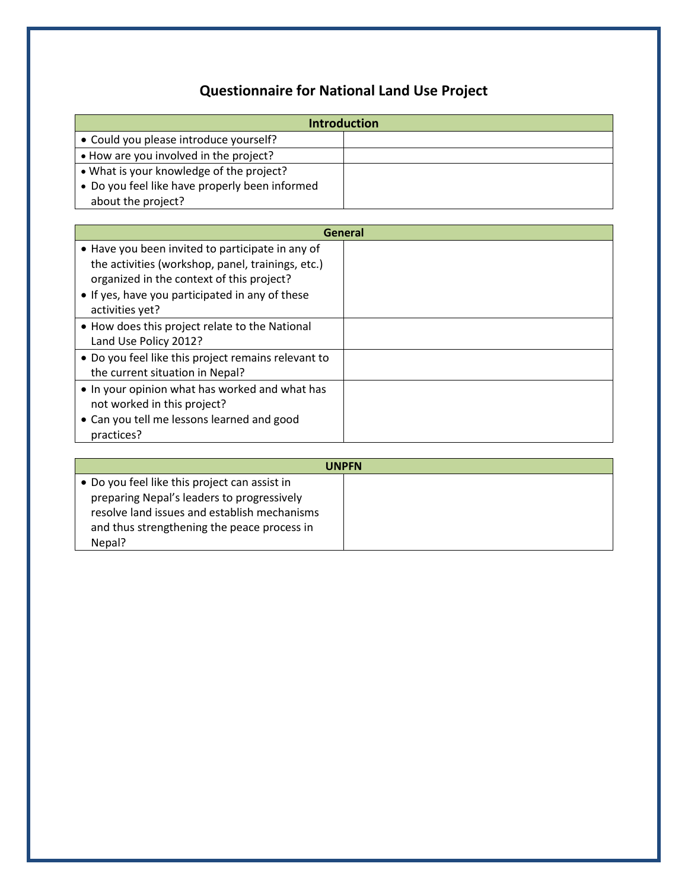# Questionnaire for National Land Use Project

| Introduction | |
|---|---|
| • Could you please introduce yourself? | |
| • How are you involved in the project? | |
| • What is your knowledge of the project?<br>• Do you feel like have properly been informed about the project? | |

| General | |
|---|---|
| • Have you been invited to participate in any of the activities (workshop, panel, trainings, etc.) organized in the context of this project?<br>• If yes, have you participated in any of these activities yet? | |
| • How does this project relate to the National Land Use Policy 2012? | |
| • Do you feel like this project remains relevant to the current situation in Nepal? | |
| • In your opinion what has worked and what has not worked in this project?<br>• Can you tell me lessons learned and good practices? | |

| UNPFN | |
|---|---|
| • Do you feel like this project can assist in preparing Nepal's leaders to progressively resolve land issues and establish mechanisms and thus strengthening the peace process in Nepal? | |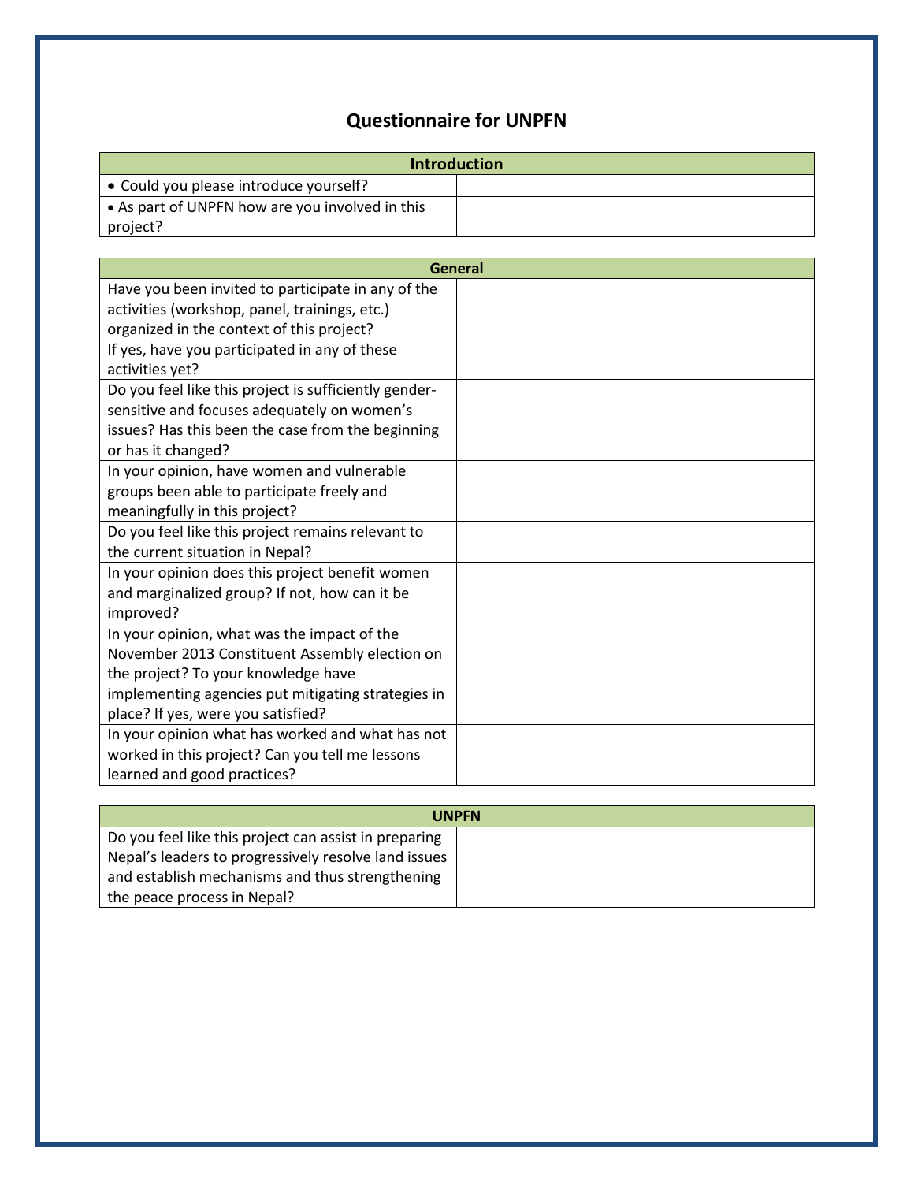# Questionnaire for UNPFN

| Introduction | |
|---|---|
| • Could you please introduce yourself? | |
| • As part of UNPFN how are you involved in this project? | |

| General | |
|---|---|
| Have you been invited to participate in any of the activities (workshop, panel, trainings, etc.) organized in the context of this project?<br>If yes, have you participated in any of these activities yet? | |
| Do you feel like this project is sufficiently gender-sensitive and focuses adequately on women's issues? Has this been the case from the beginning or has it changed? | |
| In your opinion, have women and vulnerable groups been able to participate freely and meaningfully in this project? | |
| Do you feel like this project remains relevant to the current situation in Nepal? | |
| In your opinion does this project benefit women and marginalized group? If not, how can it be improved? | |
| In your opinion, what was the impact of the November 2013 Constituent Assembly election on the project? To your knowledge have implementing agencies put mitigating strategies in place? If yes, were you satisfied? | |
| In your opinion what has worked and what has not worked in this project? Can you tell me lessons learned and good practices? | |

| UNPFN | |
|---|---|
| Do you feel like this project can assist in preparing Nepal's leaders to progressively resolve land issues and establish mechanisms and thus strengthening the peace process in Nepal? | |